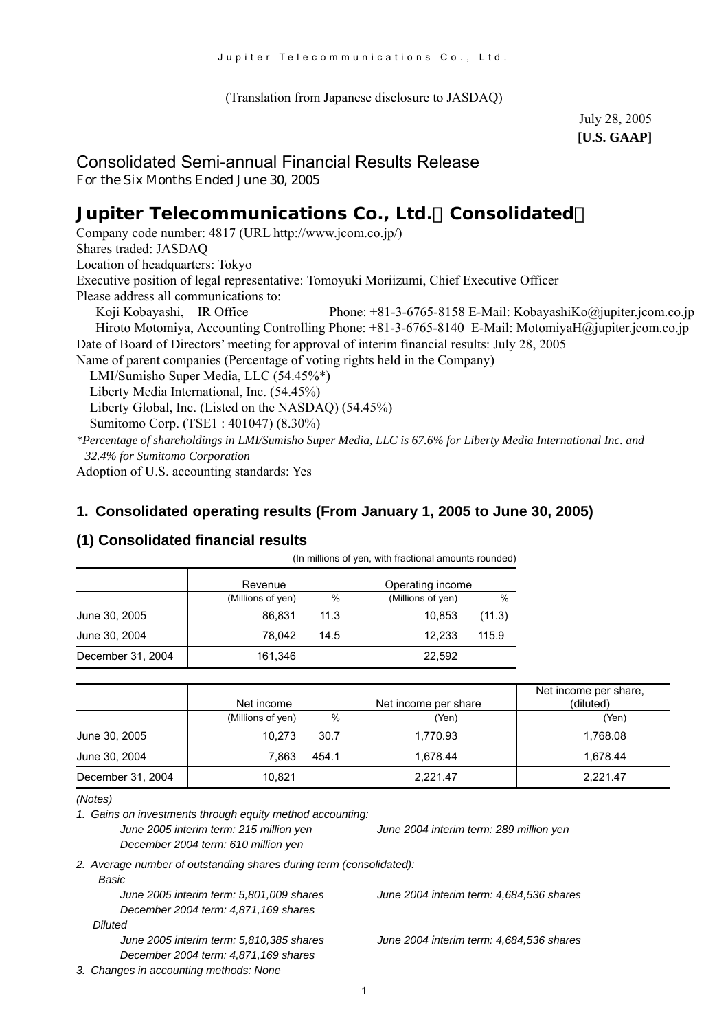(Translation from Japanese disclosure to JASDAQ)

July 28, 2005
**[U.S. GAAP]**

## Consolidated Semi-annual Financial Results Release

**For the Six Months Ended June 30, 2005**

# Jupiter Telecommunications Co., Ltd.（Consolidated）

Company code number: 4817 (URL http://www.jcom.co.jp/)
Shares traded: JASDAQ
Location of headquarters: Tokyo
Executive position of legal representative: Tomoyuki Moriizumi, Chief Executive Officer
Please address all communications to:
Koji Kobayashi, IR Office Phone: +81-3-6765-8158 E-Mail: KobayashiKo@jupiter.jcom.co.jp
Hiroto Motomiya, Accounting Controlling Phone: +81-3-6765-8140 E-Mail: MotomiyaH@jupiter.jcom.co.jp
Date of Board of Directors' meeting for approval of interim financial results: July 28, 2005
Name of parent companies (Percentage of voting rights held in the Company)
LMI/Sumisho Super Media, LLC (54.45%*)
Liberty Media International, Inc. (54.45%)
Liberty Global, Inc. (Listed on the NASDAQ) (54.45%)
Sumitomo Corp. (TSE1 : 401047) (8.30%)

*\*Percentage of shareholdings in LMI/Sumisho Super Media, LLC is 67.6% for Liberty Media International Inc. and 32.4% for Sumitomo Corporation*

Adoption of U.S. accounting standards: Yes

## 1. Consolidated operating results (From January 1, 2005 to June 30, 2005)

### (1) Consolidated financial results

(In millions of yen, with fractional amounts rounded)

| | Revenue | | Operating income | |
|---|---|---|---|---|
| | (Millions of yen) | % | (Millions of yen) | % |
| June 30, 2005 | 86,831 | 11.3 | 10,853 | (11.3) |
| June 30, 2004 | 78,042 | 14.5 | 12,233 | 115.9 |
| December 31, 2004 | 161,346 | | 22,592 | |

| | Net income | | Net income per share | Net income per share, (diluted) |
|---|---|---|---|---|
| | (Millions of yen) | % | (Yen) | (Yen) |
| June 30, 2005 | 10,273 | 30.7 | 1,770.93 | 1,768.08 |
| June 30, 2004 | 7,863 | 454.1 | 1,678.44 | 1,678.44 |
| December 31, 2004 | 10,821 | | 2,221.47 | 2,221.47 |

*(Notes)*

*1. Gains on investments through equity method accounting:*
*June 2005 interim term: 215 million yen* *June 2004 interim term: 289 million yen*
*December 2004 term: 610 million yen*

*2. Average number of outstanding shares during term (consolidated):*
*Basic*
*June 2005 interim term: 5,801,009 shares* *June 2004 interim term: 4,684,536 shares*
*December 2004 term: 4,871,169 shares*
*Diluted*
*June 2005 interim term: 5,810,385 shares* *June 2004 interim term: 4,684,536 shares*
*December 2004 term: 4,871,169 shares*

*3. Changes in accounting methods: None*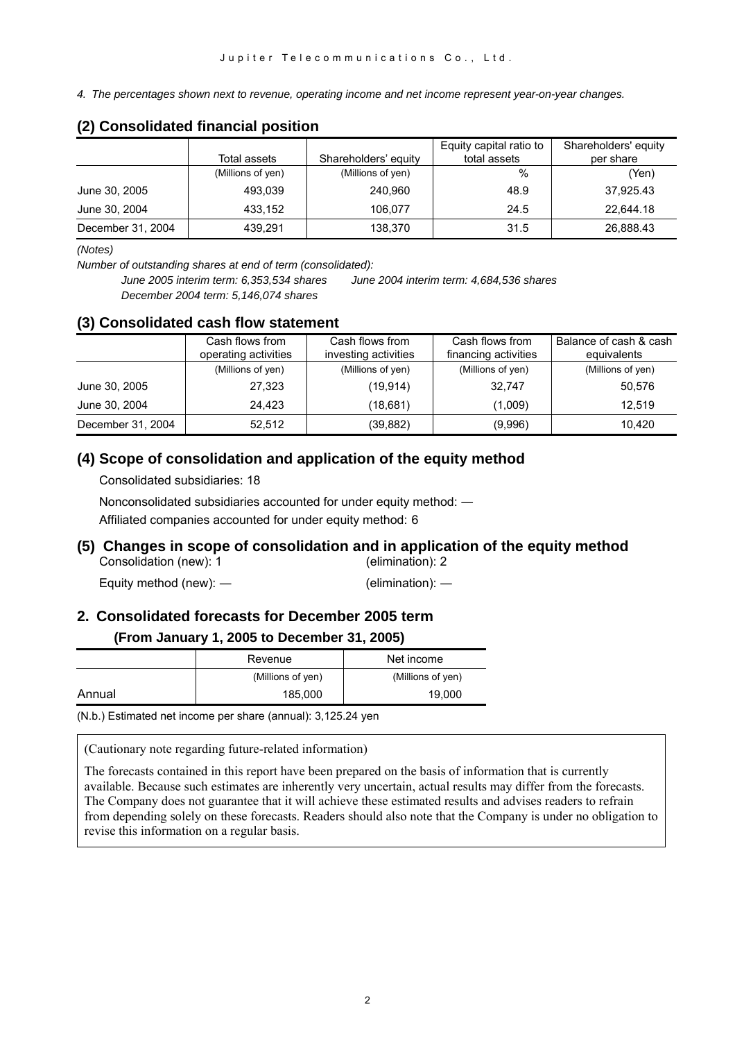*4. The percentages shown next to revenue, operating income and net income represent year-on-year changes.*

## (2) Consolidated financial position

| | Total assets | Shareholders' equity | Equity capital ratio to total assets | Shareholders' equity per share |
|---|---|---|---|---|
| | (Millions of yen) | (Millions of yen) | % | (Yen) |
| June 30, 2005 | 493,039 | 240,960 | 48.9 | 37,925.43 |
| June 30, 2004 | 433,152 | 106,077 | 24.5 | 22,644.18 |
| December 31, 2004 | 439,291 | 138,370 | 31.5 | 26,888.43 |

*(Notes)*

*Number of outstanding shares at end of term (consolidated):*

*June 2005 interim term: 6,353,534 shares June 2004 interim term: 4,684,536 shares*

*December 2004 term: 5,146,074 shares*

## (3) Consolidated cash flow statement

| | Cash flows from operating activities | Cash flows from investing activities | Cash flows from financing activities | Balance of cash & cash equivalents |
|---|---|---|---|---|
| | (Millions of yen) | (Millions of yen) | (Millions of yen) | (Millions of yen) |
| June 30, 2005 | 27,323 | (19,914) | 32,747 | 50,576 |
| June 30, 2004 | 24,423 | (18,681) | (1,009) | 12,519 |
| December 31, 2004 | 52,512 | (39,882) | (9,996) | 10,420 |

## (4) Scope of consolidation and application of the equity method

Consolidated subsidiaries: 18

Nonconsolidated subsidiaries accounted for under equity method: —

Affiliated companies accounted for under equity method: 6

## (5) Changes in scope of consolidation and in application of the equity method

Consolidation (new): 1 (elimination): 2

Equity method (new): — (elimination): —

## 2. Consolidated forecasts for December 2005 term

### (From January 1, 2005 to December 31, 2005)

| | Revenue | Net income |
|---|---|---|
| | (Millions of yen) | (Millions of yen) |
| Annual | 185,000 | 19,000 |

(N.b.) Estimated net income per share (annual): 3,125.24 yen

(Cautionary note regarding future-related information)

The forecasts contained in this report have been prepared on the basis of information that is currently available. Because such estimates are inherently very uncertain, actual results may differ from the forecasts. The Company does not guarantee that it will achieve these estimated results and advises readers to refrain from depending solely on these forecasts. Readers should also note that the Company is under no obligation to revise this information on a regular basis.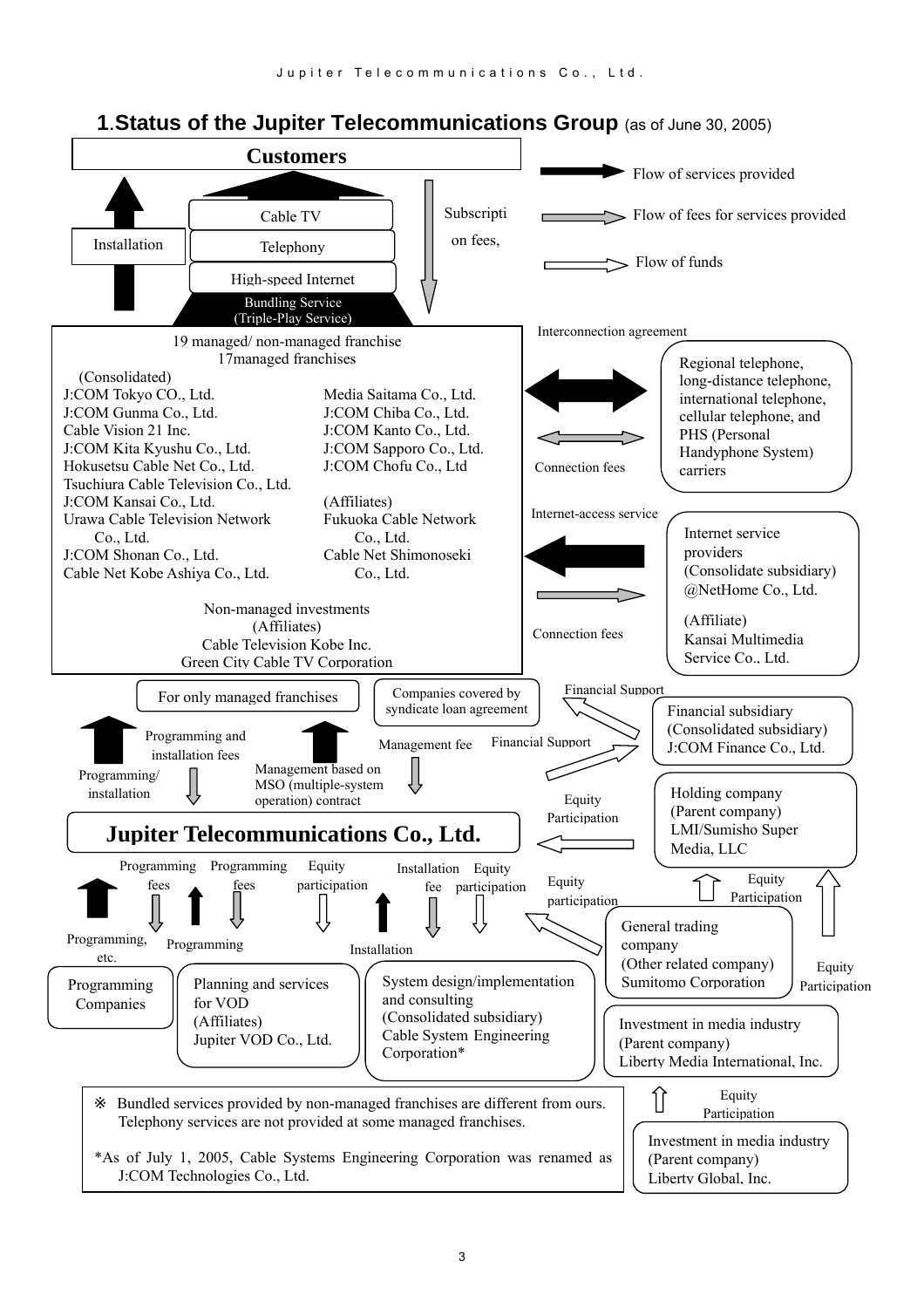## 1.Status of the Jupiter Telecommunications Group (as of June 30, 2005)

**Customers**

Flow of services provided

Flow of fees for services provided

Flow of funds

Installation

Cable TV

Telephony

High-speed Internet

Bundling Service (Triple-Play Service)

Subscription fees,

19 managed/ non-managed franchise
17managed franchises

(Consolidated)
- J:COM Tokyo CO., Ltd.
- J:COM Gunma Co., Ltd.
- Cable Vision 21 Inc.
- J:COM Kita Kyushu Co., Ltd.
- Hokusetsu Cable Net Co., Ltd.
- Tsuchiura Cable Television Co., Ltd.
- J:COM Kansai Co., Ltd.
- Urawa Cable Television Network Co., Ltd.
- J:COM Shonan Co., Ltd.
- Cable Net Kobe Ashiya Co., Ltd.
- Media Saitama Co., Ltd.
- J:COM Chiba Co., Ltd.
- J:COM Kanto Co., Ltd.
- J:COM Sapporo Co., Ltd.
- J:COM Chofu Co., Ltd

(Affiliates)
- Fukuoka Cable Network Co., Ltd.
- Cable Net Shimonoseki Co., Ltd.

Non-managed investments
(Affiliates)
Cable Television Kobe Inc.
Green City Cable TV Corporation

Interconnection agreement

Connection fees

Regional telephone, long-distance telephone, international telephone, cellular telephone, and PHS (Personal Handyphone System) carriers

Internet-access service

Connection fees

Internet service providers
(Consolidate subsidiary)
@NetHome Co., Ltd.
(Affiliate)
Kansai Multimedia Service Co., Ltd.

For only managed franchises

Companies covered by syndicate loan agreement

Financial Support

Financial Support

Financial subsidiary
(Consolidated subsidiary)
J:COM Finance Co., Ltd.

Programming and installation fees

Programming/ installation

Management fee

Management based on MSO (multiple-system operation) contract

Equity Participation

Holding company
(Parent company)
LMI/Sumisho Super Media, LLC

**Jupiter Telecommunications Co., Ltd.**

Programming fees

Programming fees

Equity participation

Installation fee

Equity participation

Equity participation

Equity Participation

Programming, etc.

Programming

Installation

General trading company
(Other related company)
Sumitomo Corporation

Equity Participation

Programming Companies

Planning and services for VOD
(Affiliates)
Jupiter VOD Co., Ltd.

System design/implementation and consulting
(Consolidated subsidiary)
Cable System Engineering Corporation*

Investment in media industry
(Parent company)
Liberty Media International, Inc.

Equity Participation

Investment in media industry
(Parent company)
Liberty Global, Inc.

※ Bundled services provided by non-managed franchises are different from ours. Telephony services are not provided at some managed franchises.

*As of July 1, 2005, Cable Systems Engineering Corporation was renamed as J:COM Technologies Co., Ltd.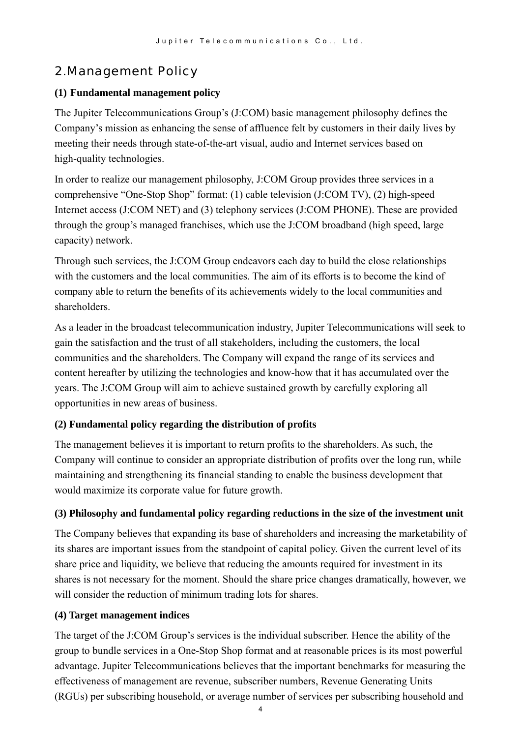## 2.Management Policy

### (1) Fundamental management policy

The Jupiter Telecommunications Group's (J:COM) basic management philosophy defines the Company's mission as enhancing the sense of affluence felt by customers in their daily lives by meeting their needs through state-of-the-art visual, audio and Internet services based on high-quality technologies.

In order to realize our management philosophy, J:COM Group provides three services in a comprehensive "One-Stop Shop" format: (1) cable television (J:COM TV), (2) high-speed Internet access (J:COM NET) and (3) telephony services (J:COM PHONE). These are provided through the group's managed franchises, which use the J:COM broadband (high speed, large capacity) network.

Through such services, the J:COM Group endeavors each day to build the close relationships with the customers and the local communities. The aim of its efforts is to become the kind of company able to return the benefits of its achievements widely to the local communities and shareholders.

As a leader in the broadcast telecommunication industry, Jupiter Telecommunications will seek to gain the satisfaction and the trust of all stakeholders, including the customers, the local communities and the shareholders. The Company will expand the range of its services and content hereafter by utilizing the technologies and know-how that it has accumulated over the years. The J:COM Group will aim to achieve sustained growth by carefully exploring all opportunities in new areas of business.

### (2) Fundamental policy regarding the distribution of profits

The management believes it is important to return profits to the shareholders. As such, the Company will continue to consider an appropriate distribution of profits over the long run, while maintaining and strengthening its financial standing to enable the business development that would maximize its corporate value for future growth.

### (3) Philosophy and fundamental policy regarding reductions in the size of the investment unit

The Company believes that expanding its base of shareholders and increasing the marketability of its shares are important issues from the standpoint of capital policy. Given the current level of its share price and liquidity, we believe that reducing the amounts required for investment in its shares is not necessary for the moment. Should the share price changes dramatically, however, we will consider the reduction of minimum trading lots for shares.

### (4) Target management indices

The target of the J:COM Group's services is the individual subscriber. Hence the ability of the group to bundle services in a One-Stop Shop format and at reasonable prices is its most powerful advantage. Jupiter Telecommunications believes that the important benchmarks for measuring the effectiveness of management are revenue, subscriber numbers, Revenue Generating Units (RGUs) per subscribing household, or average number of services per subscribing household and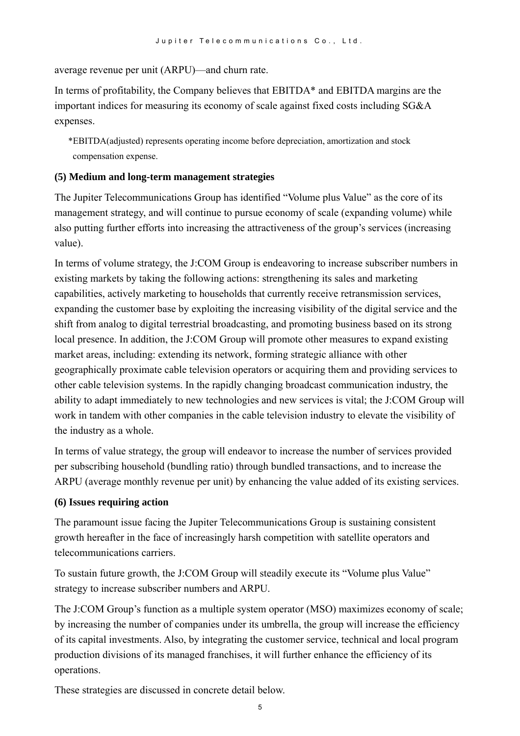average revenue per unit (ARPU)—and churn rate.

In terms of profitability, the Company believes that EBITDA* and EBITDA margins are the important indices for measuring its economy of scale against fixed costs including SG&A expenses.

*EBITDA(adjusted) represents operating income before depreciation, amortization and stock compensation expense.

**(5) Medium and long-term management strategies**

The Jupiter Telecommunications Group has identified "Volume plus Value" as the core of its management strategy, and will continue to pursue economy of scale (expanding volume) while also putting further efforts into increasing the attractiveness of the group's services (increasing value).

In terms of volume strategy, the J:COM Group is endeavoring to increase subscriber numbers in existing markets by taking the following actions: strengthening its sales and marketing capabilities, actively marketing to households that currently receive retransmission services, expanding the customer base by exploiting the increasing visibility of the digital service and the shift from analog to digital terrestrial broadcasting, and promoting business based on its strong local presence. In addition, the J:COM Group will promote other measures to expand existing market areas, including: extending its network, forming strategic alliance with other geographically proximate cable television operators or acquiring them and providing services to other cable television systems. In the rapidly changing broadcast communication industry, the ability to adapt immediately to new technologies and new services is vital; the J:COM Group will work in tandem with other companies in the cable television industry to elevate the visibility of the industry as a whole.

In terms of value strategy, the group will endeavor to increase the number of services provided per subscribing household (bundling ratio) through bundled transactions, and to increase the ARPU (average monthly revenue per unit) by enhancing the value added of its existing services.

**(6) Issues requiring action**

The paramount issue facing the Jupiter Telecommunications Group is sustaining consistent growth hereafter in the face of increasingly harsh competition with satellite operators and telecommunications carriers.

To sustain future growth, the J:COM Group will steadily execute its "Volume plus Value" strategy to increase subscriber numbers and ARPU.

The J:COM Group's function as a multiple system operator (MSO) maximizes economy of scale; by increasing the number of companies under its umbrella, the group will increase the efficiency of its capital investments. Also, by integrating the customer service, technical and local program production divisions of its managed franchises, it will further enhance the efficiency of its operations.

These strategies are discussed in concrete detail below.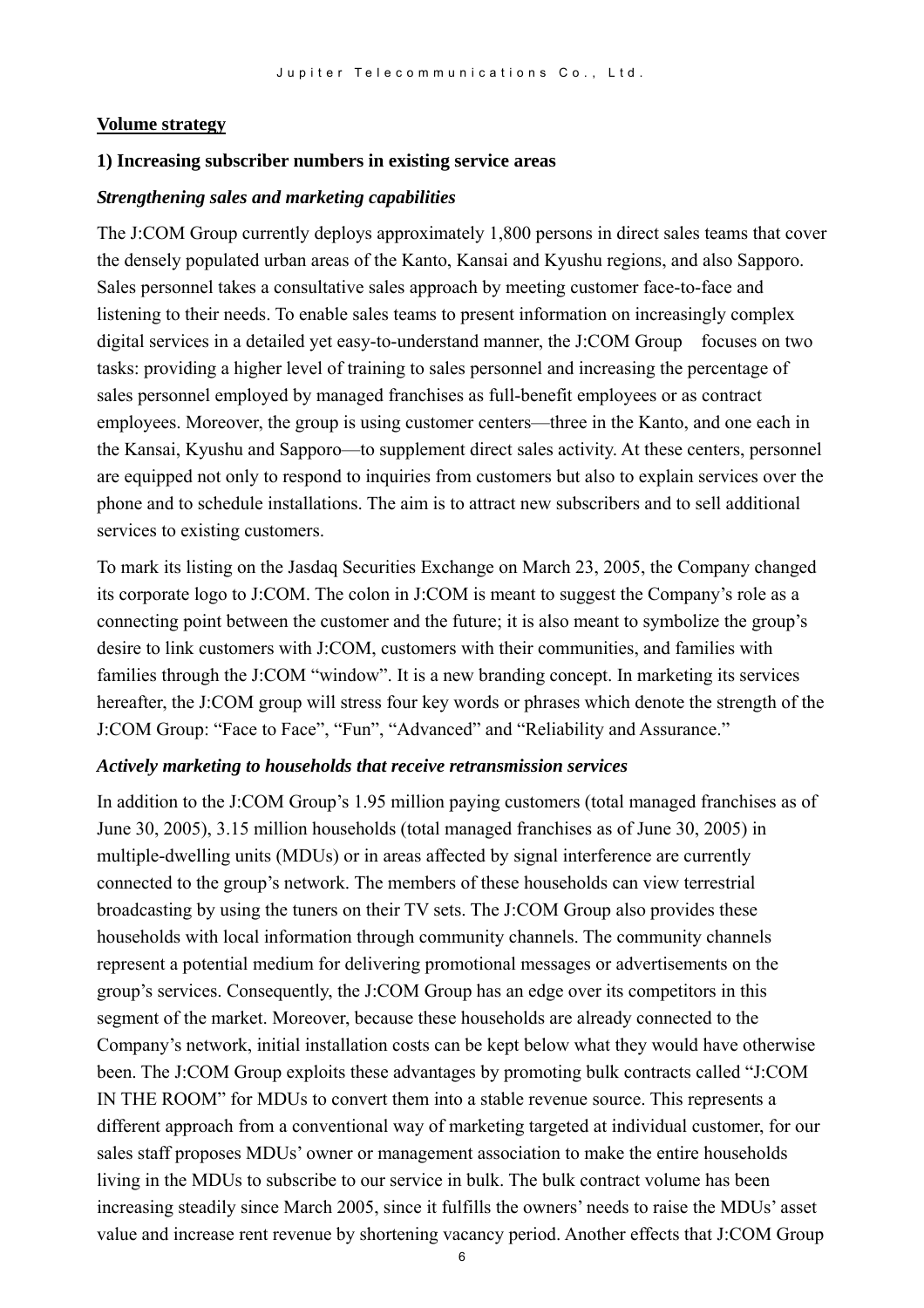**Volume strategy**

**1) Increasing subscriber numbers in existing service areas**

***Strengthening sales and marketing capabilities***

The J:COM Group currently deploys approximately 1,800 persons in direct sales teams that cover the densely populated urban areas of the Kanto, Kansai and Kyushu regions, and also Sapporo. Sales personnel takes a consultative sales approach by meeting customer face-to-face and listening to their needs. To enable sales teams to present information on increasingly complex digital services in a detailed yet easy-to-understand manner, the J:COM Group focuses on two tasks: providing a higher level of training to sales personnel and increasing the percentage of sales personnel employed by managed franchises as full-benefit employees or as contract employees. Moreover, the group is using customer centers—three in the Kanto, and one each in the Kansai, Kyushu and Sapporo—to supplement direct sales activity. At these centers, personnel are equipped not only to respond to inquiries from customers but also to explain services over the phone and to schedule installations. The aim is to attract new subscribers and to sell additional services to existing customers.

To mark its listing on the Jasdaq Securities Exchange on March 23, 2005, the Company changed its corporate logo to J:COM. The colon in J:COM is meant to suggest the Company's role as a connecting point between the customer and the future; it is also meant to symbolize the group's desire to link customers with J:COM, customers with their communities, and families with families through the J:COM "window". It is a new branding concept. In marketing its services hereafter, the J:COM group will stress four key words or phrases which denote the strength of the J:COM Group: "Face to Face", "Fun", "Advanced" and "Reliability and Assurance."

***Actively marketing to households that receive retransmission services***

In addition to the J:COM Group's 1.95 million paying customers (total managed franchises as of June 30, 2005), 3.15 million households (total managed franchises as of June 30, 2005) in multiple-dwelling units (MDUs) or in areas affected by signal interference are currently connected to the group's network. The members of these households can view terrestrial broadcasting by using the tuners on their TV sets. The J:COM Group also provides these households with local information through community channels. The community channels represent a potential medium for delivering promotional messages or advertisements on the group's services. Consequently, the J:COM Group has an edge over its competitors in this segment of the market. Moreover, because these households are already connected to the Company's network, initial installation costs can be kept below what they would have otherwise been. The J:COM Group exploits these advantages by promoting bulk contracts called "J:COM IN THE ROOM" for MDUs to convert them into a stable revenue source. This represents a different approach from a conventional way of marketing targeted at individual customer, for our sales staff proposes MDUs' owner or management association to make the entire households living in the MDUs to subscribe to our service in bulk. The bulk contract volume has been increasing steadily since March 2005, since it fulfills the owners' needs to raise the MDUs' asset value and increase rent revenue by shortening vacancy period. Another effects that J:COM Group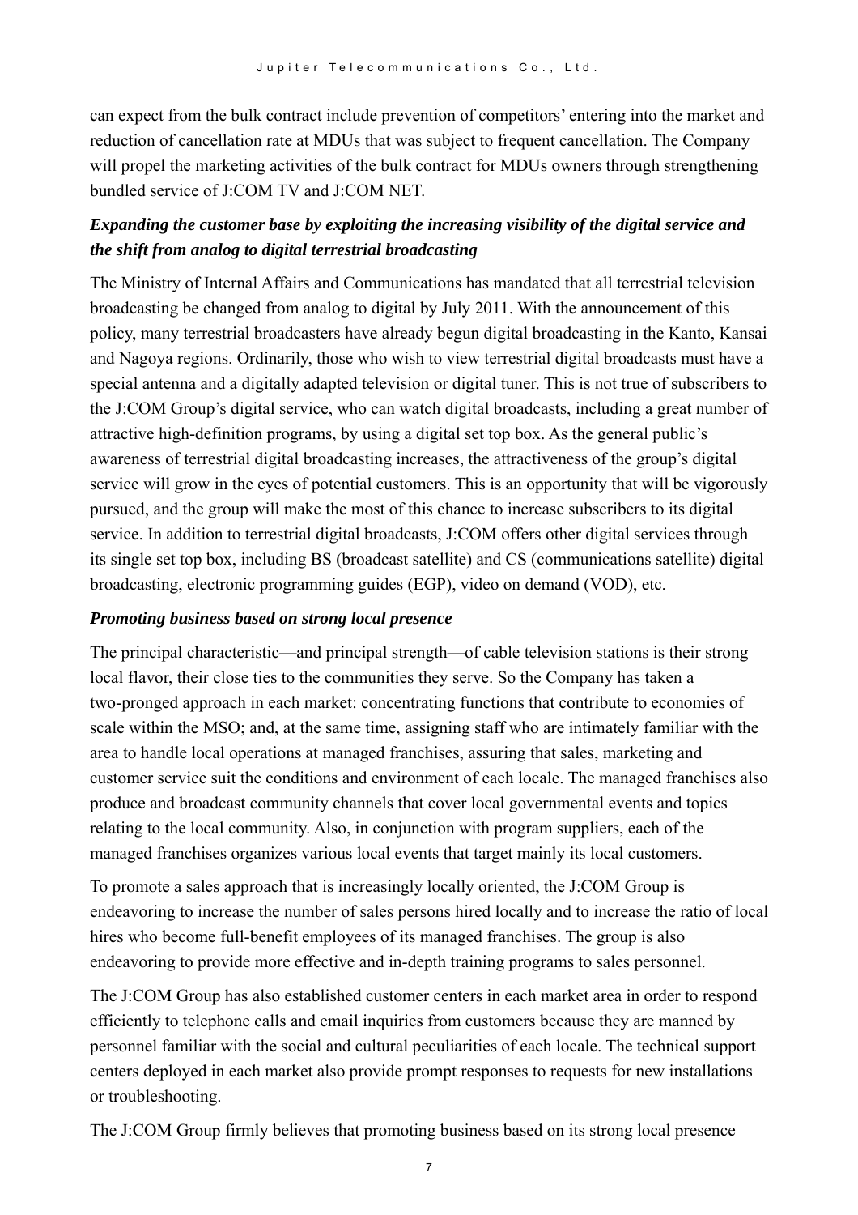can expect from the bulk contract include prevention of competitors' entering into the market and reduction of cancellation rate at MDUs that was subject to frequent cancellation. The Company will propel the marketing activities of the bulk contract for MDUs owners through strengthening bundled service of J:COM TV and J:COM NET.

***Expanding the customer base by exploiting the increasing visibility of the digital service and the shift from analog to digital terrestrial broadcasting***

The Ministry of Internal Affairs and Communications has mandated that all terrestrial television broadcasting be changed from analog to digital by July 2011. With the announcement of this policy, many terrestrial broadcasters have already begun digital broadcasting in the Kanto, Kansai and Nagoya regions. Ordinarily, those who wish to view terrestrial digital broadcasts must have a special antenna and a digitally adapted television or digital tuner. This is not true of subscribers to the J:COM Group's digital service, who can watch digital broadcasts, including a great number of attractive high-definition programs, by using a digital set top box. As the general public's awareness of terrestrial digital broadcasting increases, the attractiveness of the group's digital service will grow in the eyes of potential customers. This is an opportunity that will be vigorously pursued, and the group will make the most of this chance to increase subscribers to its digital service. In addition to terrestrial digital broadcasts, J:COM offers other digital services through its single set top box, including BS (broadcast satellite) and CS (communications satellite) digital broadcasting, electronic programming guides (EGP), video on demand (VOD), etc.

***Promoting business based on strong local presence***

The principal characteristic—and principal strength—of cable television stations is their strong local flavor, their close ties to the communities they serve. So the Company has taken a two-pronged approach in each market: concentrating functions that contribute to economies of scale within the MSO; and, at the same time, assigning staff who are intimately familiar with the area to handle local operations at managed franchises, assuring that sales, marketing and customer service suit the conditions and environment of each locale. The managed franchises also produce and broadcast community channels that cover local governmental events and topics relating to the local community. Also, in conjunction with program suppliers, each of the managed franchises organizes various local events that target mainly its local customers.

To promote a sales approach that is increasingly locally oriented, the J:COM Group is endeavoring to increase the number of sales persons hired locally and to increase the ratio of local hires who become full-benefit employees of its managed franchises. The group is also endeavoring to provide more effective and in-depth training programs to sales personnel.

The J:COM Group has also established customer centers in each market area in order to respond efficiently to telephone calls and email inquiries from customers because they are manned by personnel familiar with the social and cultural peculiarities of each locale. The technical support centers deployed in each market also provide prompt responses to requests for new installations or troubleshooting.

The J:COM Group firmly believes that promoting business based on its strong local presence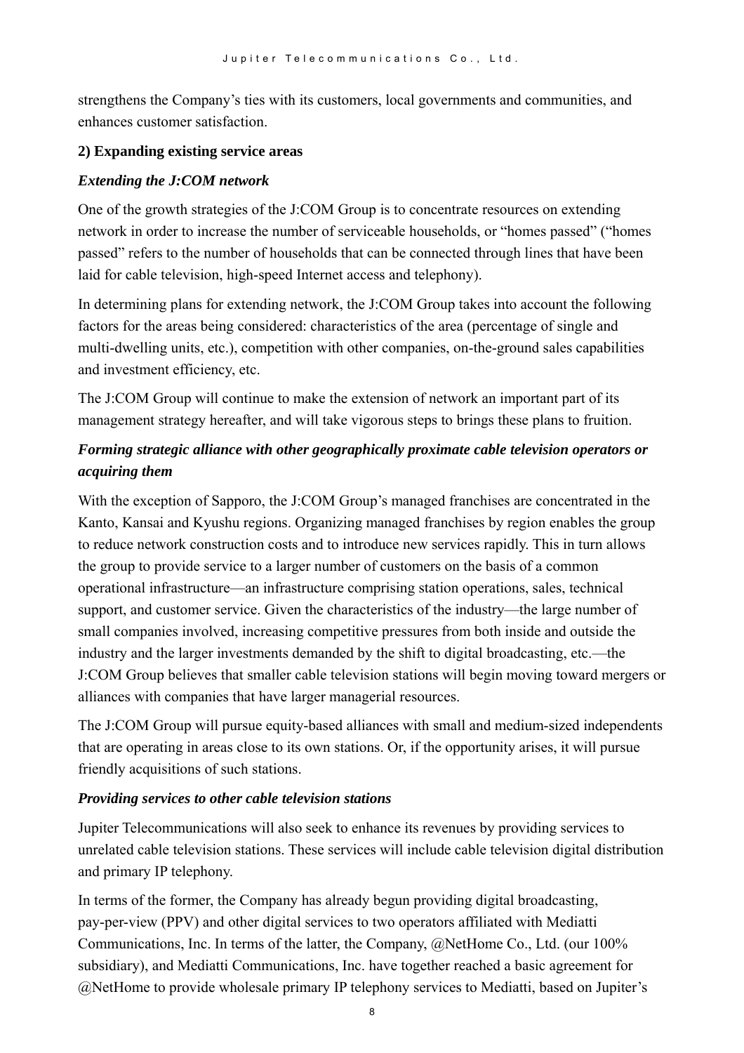strengthens the Company's ties with its customers, local governments and communities, and enhances customer satisfaction.

**2) Expanding existing service areas**

***Extending the J:COM network***

One of the growth strategies of the J:COM Group is to concentrate resources on extending network in order to increase the number of serviceable households, or "homes passed" ("homes passed" refers to the number of households that can be connected through lines that have been laid for cable television, high-speed Internet access and telephony).

In determining plans for extending network, the J:COM Group takes into account the following factors for the areas being considered: characteristics of the area (percentage of single and multi-dwelling units, etc.), competition with other companies, on-the-ground sales capabilities and investment efficiency, etc.

The J:COM Group will continue to make the extension of network an important part of its management strategy hereafter, and will take vigorous steps to brings these plans to fruition.

***Forming strategic alliance with other geographically proximate cable television operators or acquiring them***

With the exception of Sapporo, the J:COM Group's managed franchises are concentrated in the Kanto, Kansai and Kyushu regions. Organizing managed franchises by region enables the group to reduce network construction costs and to introduce new services rapidly. This in turn allows the group to provide service to a larger number of customers on the basis of a common operational infrastructure—an infrastructure comprising station operations, sales, technical support, and customer service. Given the characteristics of the industry—the large number of small companies involved, increasing competitive pressures from both inside and outside the industry and the larger investments demanded by the shift to digital broadcasting, etc.—the J:COM Group believes that smaller cable television stations will begin moving toward mergers or alliances with companies that have larger managerial resources.

The J:COM Group will pursue equity-based alliances with small and medium-sized independents that are operating in areas close to its own stations. Or, if the opportunity arises, it will pursue friendly acquisitions of such stations.

***Providing services to other cable television stations***

Jupiter Telecommunications will also seek to enhance its revenues by providing services to unrelated cable television stations. These services will include cable television digital distribution and primary IP telephony.

In terms of the former, the Company has already begun providing digital broadcasting, pay-per-view (PPV) and other digital services to two operators affiliated with Mediatti Communications, Inc. In terms of the latter, the Company, @NetHome Co., Ltd. (our 100% subsidiary), and Mediatti Communications, Inc. have together reached a basic agreement for @NetHome to provide wholesale primary IP telephony services to Mediatti, based on Jupiter's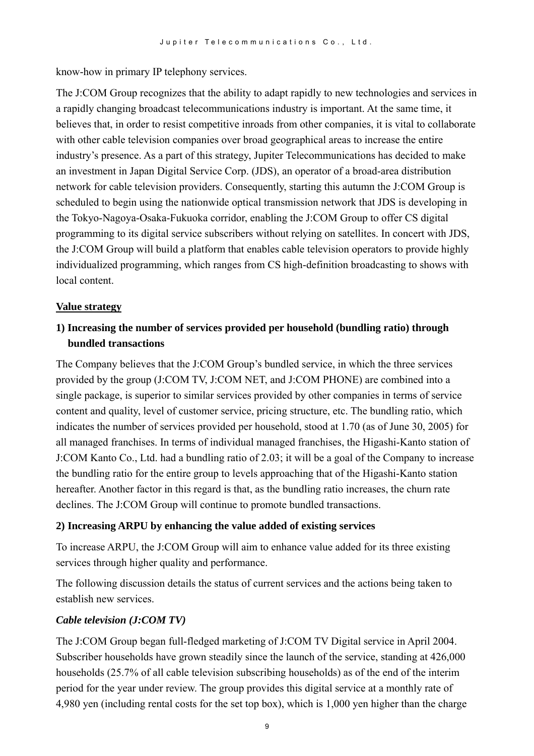know-how in primary IP telephony services.

The J:COM Group recognizes that the ability to adapt rapidly to new technologies and services in a rapidly changing broadcast telecommunications industry is important. At the same time, it believes that, in order to resist competitive inroads from other companies, it is vital to collaborate with other cable television companies over broad geographical areas to increase the entire industry's presence. As a part of this strategy, Jupiter Telecommunications has decided to make an investment in Japan Digital Service Corp. (JDS), an operator of a broad-area distribution network for cable television providers. Consequently, starting this autumn the J:COM Group is scheduled to begin using the nationwide optical transmission network that JDS is developing in the Tokyo-Nagoya-Osaka-Fukuoka corridor, enabling the J:COM Group to offer CS digital programming to its digital service subscribers without relying on satellites. In concert with JDS, the J:COM Group will build a platform that enables cable television operators to provide highly individualized programming, which ranges from CS high-definition broadcasting to shows with local content.

**Value strategy**

**1) Increasing the number of services provided per household (bundling ratio) through bundled transactions**

The Company believes that the J:COM Group's bundled service, in which the three services provided by the group (J:COM TV, J:COM NET, and J:COM PHONE) are combined into a single package, is superior to similar services provided by other companies in terms of service content and quality, level of customer service, pricing structure, etc. The bundling ratio, which indicates the number of services provided per household, stood at 1.70 (as of June 30, 2005) for all managed franchises. In terms of individual managed franchises, the Higashi-Kanto station of J:COM Kanto Co., Ltd. had a bundling ratio of 2.03; it will be a goal of the Company to increase the bundling ratio for the entire group to levels approaching that of the Higashi-Kanto station hereafter. Another factor in this regard is that, as the bundling ratio increases, the churn rate declines. The J:COM Group will continue to promote bundled transactions.

**2) Increasing ARPU by enhancing the value added of existing services**

To increase ARPU, the J:COM Group will aim to enhance value added for its three existing services through higher quality and performance.

The following discussion details the status of current services and the actions being taken to establish new services.

***Cable television (J:COM TV)***

The J:COM Group began full-fledged marketing of J:COM TV Digital service in April 2004. Subscriber households have grown steadily since the launch of the service, standing at 426,000 households (25.7% of all cable television subscribing households) as of the end of the interim period for the year under review. The group provides this digital service at a monthly rate of 4,980 yen (including rental costs for the set top box), which is 1,000 yen higher than the charge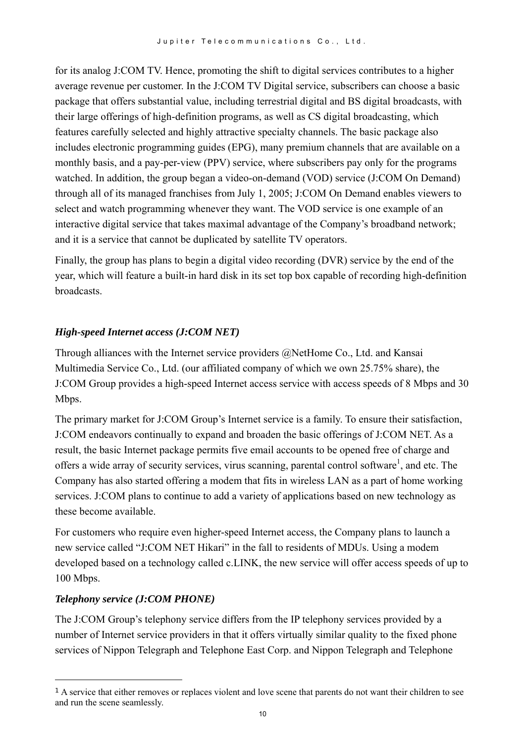for its analog J:COM TV. Hence, promoting the shift to digital services contributes to a higher average revenue per customer. In the J:COM TV Digital service, subscribers can choose a basic package that offers substantial value, including terrestrial digital and BS digital broadcasts, with their large offerings of high-definition programs, as well as CS digital broadcasting, which features carefully selected and highly attractive specialty channels. The basic package also includes electronic programming guides (EPG), many premium channels that are available on a monthly basis, and a pay-per-view (PPV) service, where subscribers pay only for the programs watched. In addition, the group began a video-on-demand (VOD) service (J:COM On Demand) through all of its managed franchises from July 1, 2005; J:COM On Demand enables viewers to select and watch programming whenever they want. The VOD service is one example of an interactive digital service that takes maximal advantage of the Company's broadband network; and it is a service that cannot be duplicated by satellite TV operators.

Finally, the group has plans to begin a digital video recording (DVR) service by the end of the year, which will feature a built-in hard disk in its set top box capable of recording high-definition broadcasts.

### *High-speed Internet access (J:COM NET)*

Through alliances with the Internet service providers @NetHome Co., Ltd. and Kansai Multimedia Service Co., Ltd. (our affiliated company of which we own 25.75% share), the J:COM Group provides a high-speed Internet access service with access speeds of 8 Mbps and 30 Mbps.

The primary market for J:COM Group's Internet service is a family. To ensure their satisfaction, J:COM endeavors continually to expand and broaden the basic offerings of J:COM NET. As a result, the basic Internet package permits five email accounts to be opened free of charge and offers a wide array of security services, virus scanning, parental control software[1], and etc. The Company has also started offering a modem that fits in wireless LAN as a part of home working services. J:COM plans to continue to add a variety of applications based on new technology as these become available.

For customers who require even higher-speed Internet access, the Company plans to launch a new service called "J:COM NET Hikari" in the fall to residents of MDUs. Using a modem developed based on a technology called c.LINK, the new service will offer access speeds of up to 100 Mbps.

### *Telephony service (J:COM PHONE)*

The J:COM Group's telephony service differs from the IP telephony services provided by a number of Internet service providers in that it offers virtually similar quality to the fixed phone services of Nippon Telegraph and Telephone East Corp. and Nippon Telegraph and Telephone

---

[1] A service that either removes or replaces violent and love scene that parents do not want their children to see and run the scene seamlessly.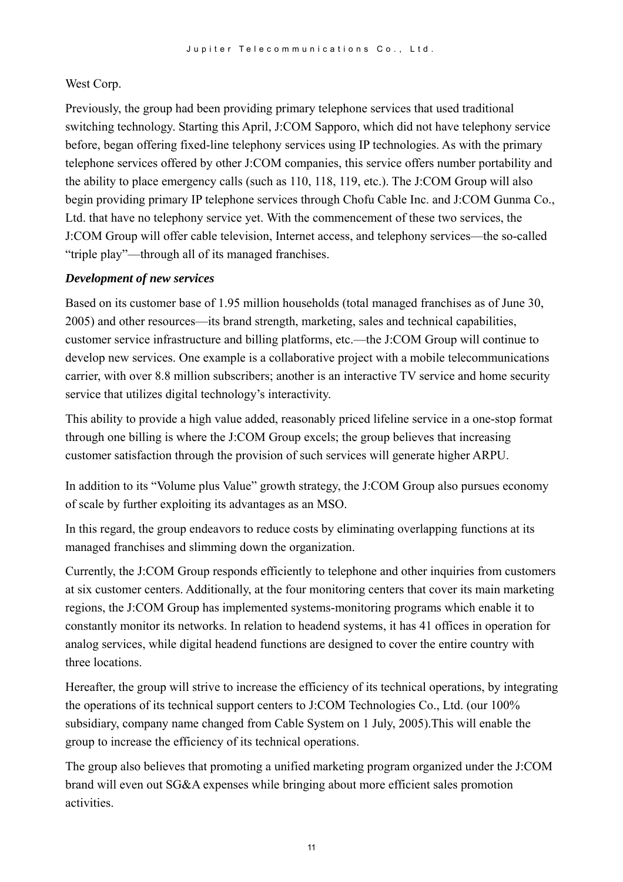West Corp.

Previously, the group had been providing primary telephone services that used traditional switching technology. Starting this April, J:COM Sapporo, which did not have telephony service before, began offering fixed-line telephony services using IP technologies. As with the primary telephone services offered by other J:COM companies, this service offers number portability and the ability to place emergency calls (such as 110, 118, 119, etc.). The J:COM Group will also begin providing primary IP telephone services through Chofu Cable Inc. and J:COM Gunma Co., Ltd. that have no telephony service yet. With the commencement of these two services, the J:COM Group will offer cable television, Internet access, and telephony services—the so-called “triple play”—through all of its managed franchises.

***Development of new services***

Based on its customer base of 1.95 million households (total managed franchises as of June 30, 2005) and other resources—its brand strength, marketing, sales and technical capabilities, customer service infrastructure and billing platforms, etc.—the J:COM Group will continue to develop new services. One example is a collaborative project with a mobile telecommunications carrier, with over 8.8 million subscribers; another is an interactive TV service and home security service that utilizes digital technology’s interactivity.

This ability to provide a high value added, reasonably priced lifeline service in a one-stop format through one billing is where the J:COM Group excels; the group believes that increasing customer satisfaction through the provision of such services will generate higher ARPU.

In addition to its “Volume plus Value” growth strategy, the J:COM Group also pursues economy of scale by further exploiting its advantages as an MSO.

In this regard, the group endeavors to reduce costs by eliminating overlapping functions at its managed franchises and slimming down the organization.

Currently, the J:COM Group responds efficiently to telephone and other inquiries from customers at six customer centers. Additionally, at the four monitoring centers that cover its main marketing regions, the J:COM Group has implemented systems-monitoring programs which enable it to constantly monitor its networks. In relation to headend systems, it has 41 offices in operation for analog services, while digital headend functions are designed to cover the entire country with three locations.

Hereafter, the group will strive to increase the efficiency of its technical operations, by integrating the operations of its technical support centers to J:COM Technologies Co., Ltd. (our 100% subsidiary, company name changed from Cable System on 1 July, 2005).This will enable the group to increase the efficiency of its technical operations.

The group also believes that promoting a unified marketing program organized under the J:COM brand will even out SG&A expenses while bringing about more efficient sales promotion activities.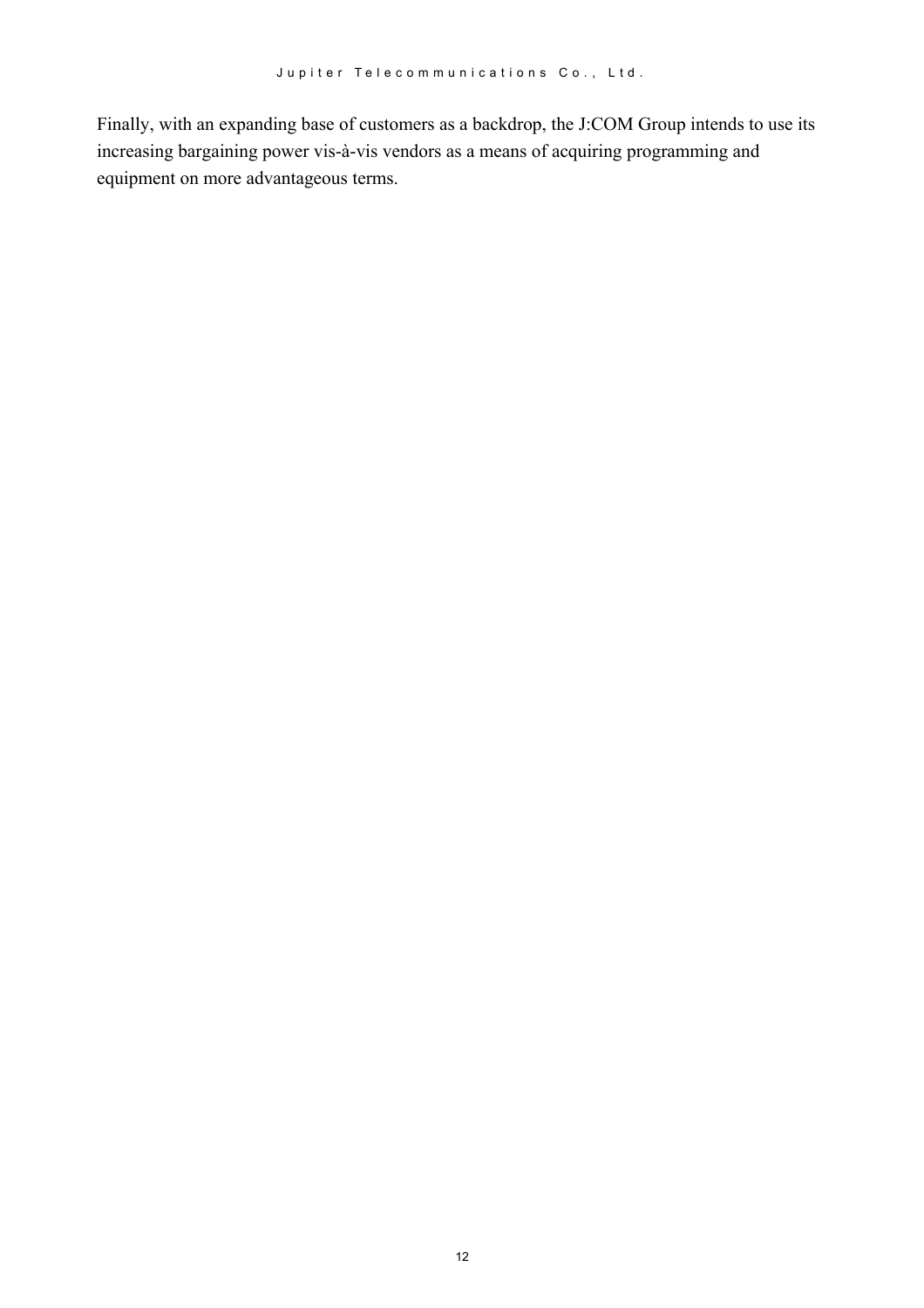Finally, with an expanding base of customers as a backdrop, the J:COM Group intends to use its increasing bargaining power vis-à-vis vendors as a means of acquiring programming and equipment on more advantageous terms.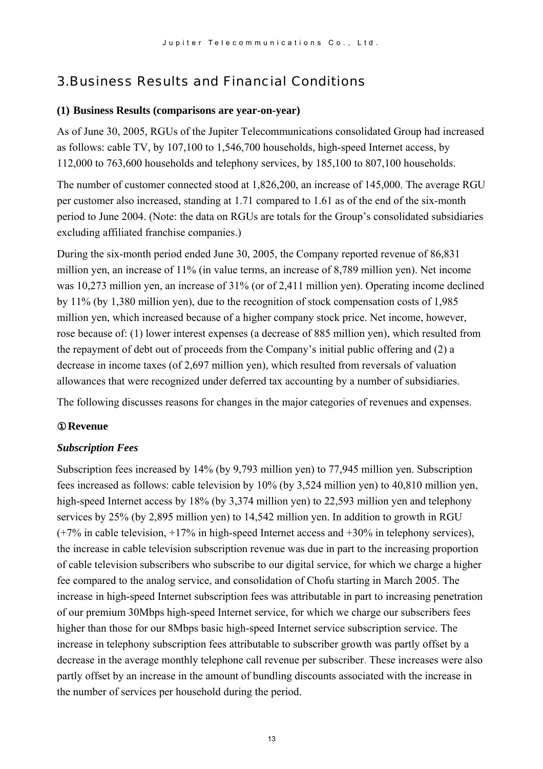# 3.Business Results and Financial Conditions

### (1) Business Results (comparisons are year-on-year)

As of June 30, 2005, RGUs of the Jupiter Telecommunications consolidated Group had increased as follows: cable TV, by 107,100 to 1,546,700 households, high-speed Internet access, by 112,000 to 763,600 households and telephony services, by 185,100 to 807,100 households.

The number of customer connected stood at 1,826,200, an increase of 145,000. The average RGU per customer also increased, standing at 1.71 compared to 1.61 as of the end of the six-month period to June 2004. (Note: the data on RGUs are totals for the Group's consolidated subsidiaries excluding affiliated franchise companies.)

During the six-month period ended June 30, 2005, the Company reported revenue of 86,831 million yen, an increase of 11% (in value terms, an increase of 8,789 million yen). Net income was 10,273 million yen, an increase of 31% (or of 2,411 million yen). Operating income declined by 11% (by 1,380 million yen), due to the recognition of stock compensation costs of 1,985 million yen, which increased because of a higher company stock price. Net income, however, rose because of: (1) lower interest expenses (a decrease of 885 million yen), which resulted from the repayment of debt out of proceeds from the Company's initial public offering and (2) a decrease in income taxes (of 2,697 million yen), which resulted from reversals of valuation allowances that were recognized under deferred tax accounting by a number of subsidiaries.

The following discusses reasons for changes in the major categories of revenues and expenses.

#### ① Revenue

***Subscription Fees***

Subscription fees increased by 14% (by 9,793 million yen) to 77,945 million yen. Subscription fees increased as follows: cable television by 10% (by 3,524 million yen) to 40,810 million yen, high-speed Internet access by 18% (by 3,374 million yen) to 22,593 million yen and telephony services by 25% (by 2,895 million yen) to 14,542 million yen. In addition to growth in RGU (+7% in cable television, +17% in high-speed Internet access and +30% in telephony services), the increase in cable television subscription revenue was due in part to the increasing proportion of cable television subscribers who subscribe to our digital service, for which we charge a higher fee compared to the analog service, and consolidation of Chofu starting in March 2005. The increase in high-speed Internet subscription fees was attributable in part to increasing penetration of our premium 30Mbps high-speed Internet service, for which we charge our subscribers fees higher than those for our 8Mbps basic high-speed Internet service subscription service. The increase in telephony subscription fees attributable to subscriber growth was partly offset by a decrease in the average monthly telephone call revenue per subscriber. These increases were also partly offset by an increase in the amount of bundling discounts associated with the increase in the number of services per household during the period.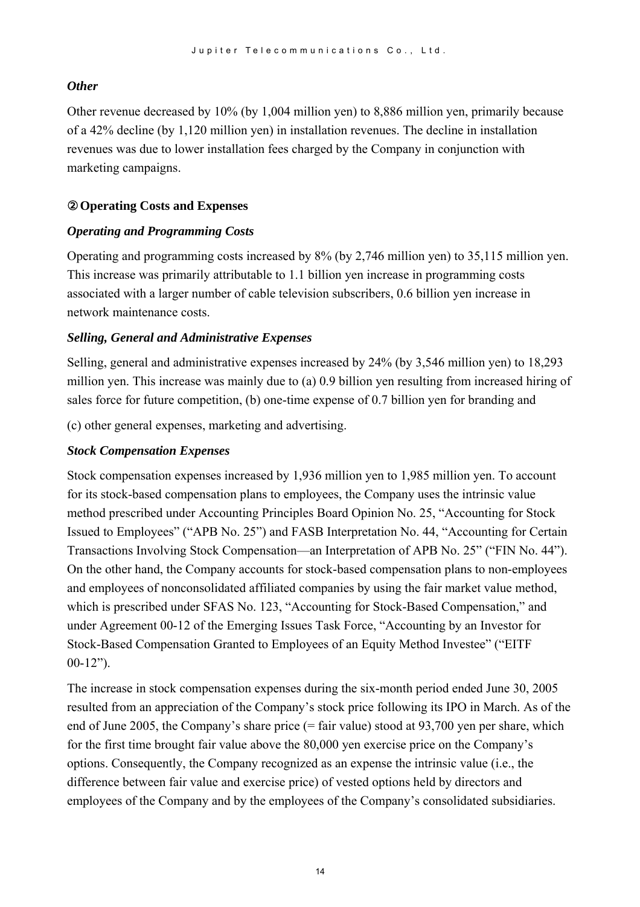### *Other*

Other revenue decreased by 10% (by 1,004 million yen) to 8,886 million yen, primarily because of a 42% decline (by 1,120 million yen) in installation revenues. The decline in installation revenues was due to lower installation fees charged by the Company in conjunction with marketing campaigns.

### ② Operating Costs and Expenses

### *Operating and Programming Costs*

Operating and programming costs increased by 8% (by 2,746 million yen) to 35,115 million yen. This increase was primarily attributable to 1.1 billion yen increase in programming costs associated with a larger number of cable television subscribers, 0.6 billion yen increase in network maintenance costs.

### *Selling, General and Administrative Expenses*

Selling, general and administrative expenses increased by 24% (by 3,546 million yen) to 18,293 million yen. This increase was mainly due to (a) 0.9 billion yen resulting from increased hiring of sales force for future competition, (b) one-time expense of 0.7 billion yen for branding and

(c) other general expenses, marketing and advertising.

### *Stock Compensation Expenses*

Stock compensation expenses increased by 1,936 million yen to 1,985 million yen. To account for its stock-based compensation plans to employees, the Company uses the intrinsic value method prescribed under Accounting Principles Board Opinion No. 25, "Accounting for Stock Issued to Employees" ("APB No. 25") and FASB Interpretation No. 44, "Accounting for Certain Transactions Involving Stock Compensation—an Interpretation of APB No. 25" ("FIN No. 44"). On the other hand, the Company accounts for stock-based compensation plans to non-employees and employees of nonconsolidated affiliated companies by using the fair market value method, which is prescribed under SFAS No. 123, "Accounting for Stock-Based Compensation," and under Agreement 00-12 of the Emerging Issues Task Force, "Accounting by an Investor for Stock-Based Compensation Granted to Employees of an Equity Method Investee" ("EITF 00-12").

The increase in stock compensation expenses during the six-month period ended June 30, 2005 resulted from an appreciation of the Company's stock price following its IPO in March. As of the end of June 2005, the Company's share price (= fair value) stood at 93,700 yen per share, which for the first time brought fair value above the 80,000 yen exercise price on the Company's options. Consequently, the Company recognized as an expense the intrinsic value (i.e., the difference between fair value and exercise price) of vested options held by directors and employees of the Company and by the employees of the Company's consolidated subsidiaries.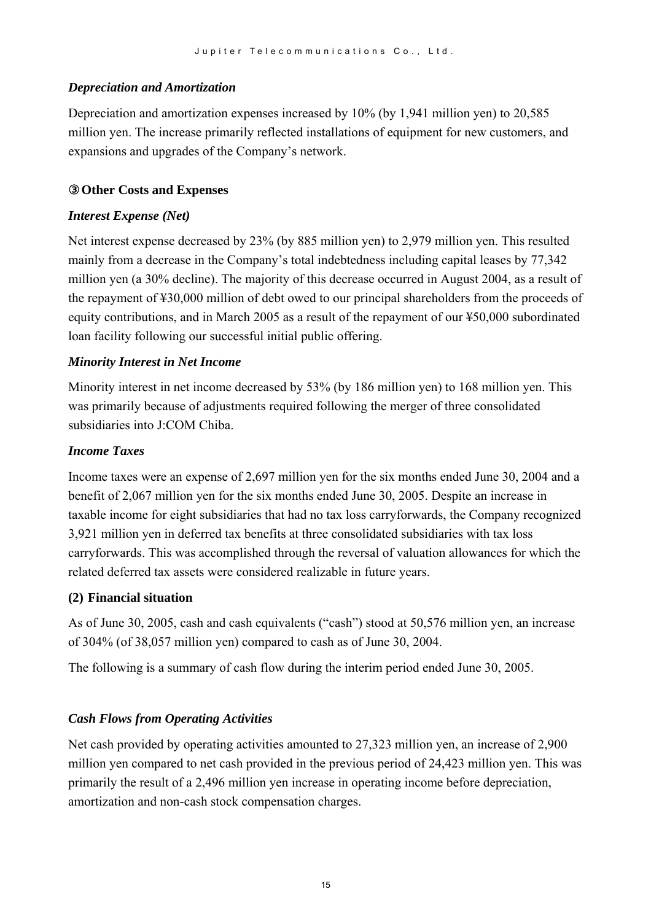### *Depreciation and Amortization*

Depreciation and amortization expenses increased by 10% (by 1,941 million yen) to 20,585 million yen. The increase primarily reflected installations of equipment for new customers, and expansions and upgrades of the Company's network.

### ③ Other Costs and Expenses

### *Interest Expense (Net)*

Net interest expense decreased by 23% (by 885 million yen) to 2,979 million yen. This resulted mainly from a decrease in the Company's total indebtedness including capital leases by 77,342 million yen (a 30% decline). The majority of this decrease occurred in August 2004, as a result of the repayment of ¥30,000 million of debt owed to our principal shareholders from the proceeds of equity contributions, and in March 2005 as a result of the repayment of our ¥50,000 subordinated loan facility following our successful initial public offering.

### *Minority Interest in Net Income*

Minority interest in net income decreased by 53% (by 186 million yen) to 168 million yen. This was primarily because of adjustments required following the merger of three consolidated subsidiaries into J:COM Chiba.

### *Income Taxes*

Income taxes were an expense of 2,697 million yen for the six months ended June 30, 2004 and a benefit of 2,067 million yen for the six months ended June 30, 2005. Despite an increase in taxable income for eight subsidiaries that had no tax loss carryforwards, the Company recognized 3,921 million yen in deferred tax benefits at three consolidated subsidiaries with tax loss carryforwards. This was accomplished through the reversal of valuation allowances for which the related deferred tax assets were considered realizable in future years.

### (2) Financial situation

As of June 30, 2005, cash and cash equivalents ("cash") stood at 50,576 million yen, an increase of 304% (of 38,057 million yen) compared to cash as of June 30, 2004.

The following is a summary of cash flow during the interim period ended June 30, 2005.

### *Cash Flows from Operating Activities*

Net cash provided by operating activities amounted to 27,323 million yen, an increase of 2,900 million yen compared to net cash provided in the previous period of 24,423 million yen. This was primarily the result of a 2,496 million yen increase in operating income before depreciation, amortization and non-cash stock compensation charges.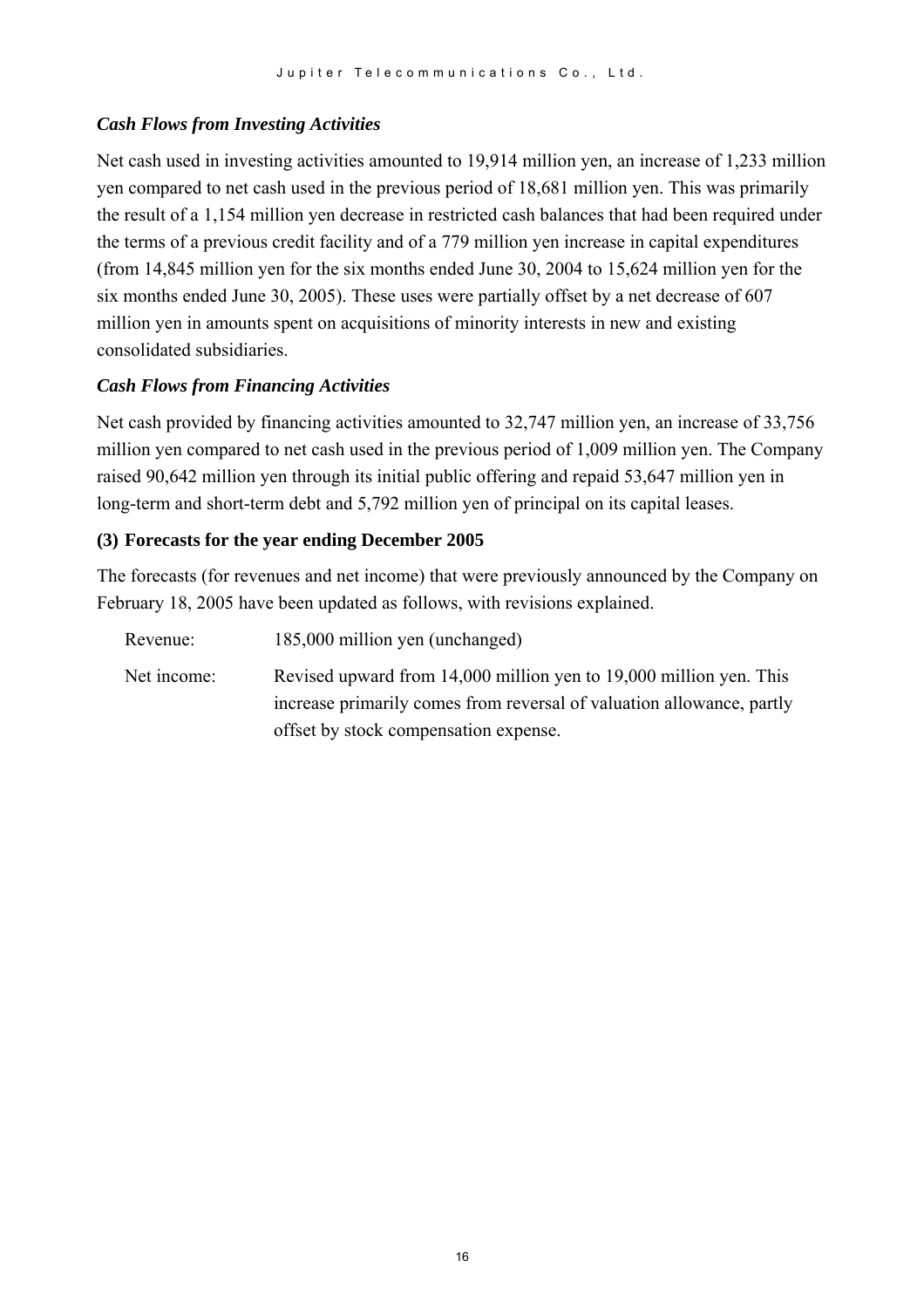### *Cash Flows from Investing Activities*

Net cash used in investing activities amounted to 19,914 million yen, an increase of 1,233 million yen compared to net cash used in the previous period of 18,681 million yen. This was primarily the result of a 1,154 million yen decrease in restricted cash balances that had been required under the terms of a previous credit facility and of a 779 million yen increase in capital expenditures (from 14,845 million yen for the six months ended June 30, 2004 to 15,624 million yen for the six months ended June 30, 2005). These uses were partially offset by a net decrease of 607 million yen in amounts spent on acquisitions of minority interests in new and existing consolidated subsidiaries.

### *Cash Flows from Financing Activities*

Net cash provided by financing activities amounted to 32,747 million yen, an increase of 33,756 million yen compared to net cash used in the previous period of 1,009 million yen. The Company raised 90,642 million yen through its initial public offering and repaid 53,647 million yen in long-term and short-term debt and 5,792 million yen of principal on its capital leases.

### (3) Forecasts for the year ending December 2005

The forecasts (for revenues and net income) that were previously announced by the Company on February 18, 2005 have been updated as follows, with revisions explained.

| | |
|---|---|
| Revenue: | 185,000 million yen (unchanged) |
| Net income: | Revised upward from 14,000 million yen to 19,000 million yen. This increase primarily comes from reversal of valuation allowance, partly offset by stock compensation expense. |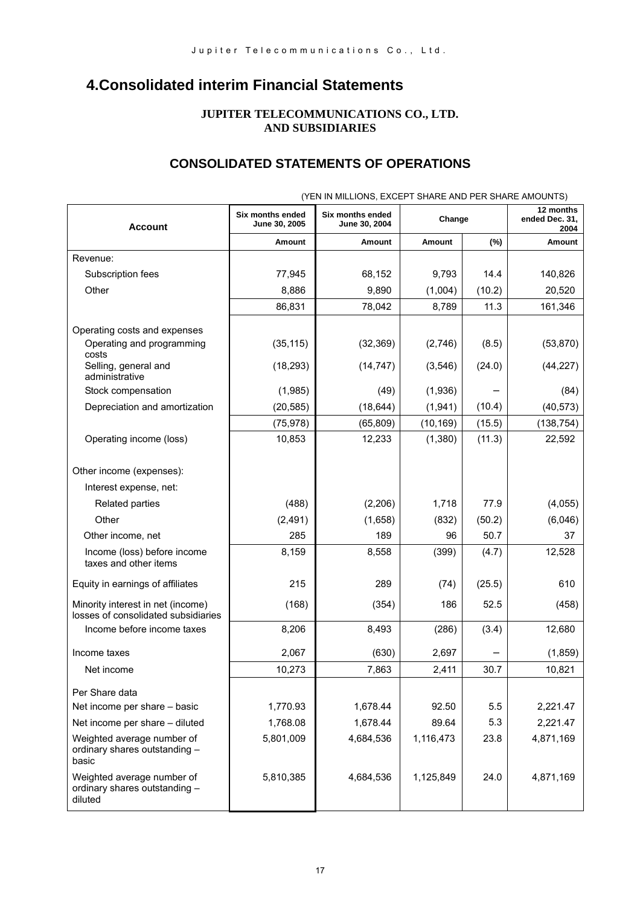# 4.Consolidated interim Financial Statements

**JUPITER TELECOMMUNICATIONS CO., LTD.**
**AND SUBSIDIARIES**

## CONSOLIDATED STATEMENTS OF OPERATIONS

(YEN IN MILLIONS, EXCEPT SHARE AND PER SHARE AMOUNTS)

| Account | Six months ended June 30, 2005 | Six months ended June 30, 2004 | Change | | 12 months ended Dec. 31, 2004 |
|---|---|---|---|---|---|
| | Amount | Amount | Amount | (%) | Amount |
| Revenue: | | | | | |
| Subscription fees | 77,945 | 68,152 | 9,793 | 14.4 | 140,826 |
| Other | 8,886 | 9,890 | (1,004) | (10.2) | 20,520 |
| | 86,831 | 78,042 | 8,789 | 11.3 | 161,346 |
| Operating costs and expenses | | | | | |
| Operating and programming costs | (35,115) | (32,369) | (2,746) | (8.5) | (53,870) |
| Selling, general and administrative | (18,293) | (14,747) | (3,546) | (24.0) | (44,227) |
| Stock compensation | (1,985) | (49) | (1,936) | – | (84) |
| Depreciation and amortization | (20,585) | (18,644) | (1,941) | (10.4) | (40,573) |
| | (75,978) | (65,809) | (10,169) | (15.5) | (138,754) |
| Operating income (loss) | 10,853 | 12,233 | (1,380) | (11.3) | 22,592 |
| Other income (expenses): | | | | | |
| Interest expense, net: | | | | | |
| Related parties | (488) | (2,206) | 1,718 | 77.9 | (4,055) |
| Other | (2,491) | (1,658) | (832) | (50.2) | (6,046) |
| Other income, net | 285 | 189 | 96 | 50.7 | 37 |
| Income (loss) before income taxes and other items | 8,159 | 8,558 | (399) | (4.7) | 12,528 |
| Equity in earnings of affiliates | 215 | 289 | (74) | (25.5) | 610 |
| Minority interest in net (income) losses of consolidated subsidiaries | (168) | (354) | 186 | 52.5 | (458) |
| Income before income taxes | 8,206 | 8,493 | (286) | (3.4) | 12,680 |
| Income taxes | 2,067 | (630) | 2,697 | – | (1,859) |
| Net income | 10,273 | 7,863 | 2,411 | 30.7 | 10,821 |
| Per Share data | | | | | |
| Net income per share – basic | 1,770.93 | 1,678.44 | 92.50 | 5.5 | 2,221.47 |
| Net income per share – diluted | 1,768.08 | 1,678.44 | 89.64 | 5.3 | 2,221.47 |
| Weighted average number of ordinary shares outstanding – basic | 5,801,009 | 4,684,536 | 1,116,473 | 23.8 | 4,871,169 |
| Weighted average number of ordinary shares outstanding – diluted | 5,810,385 | 4,684,536 | 1,125,849 | 24.0 | 4,871,169 |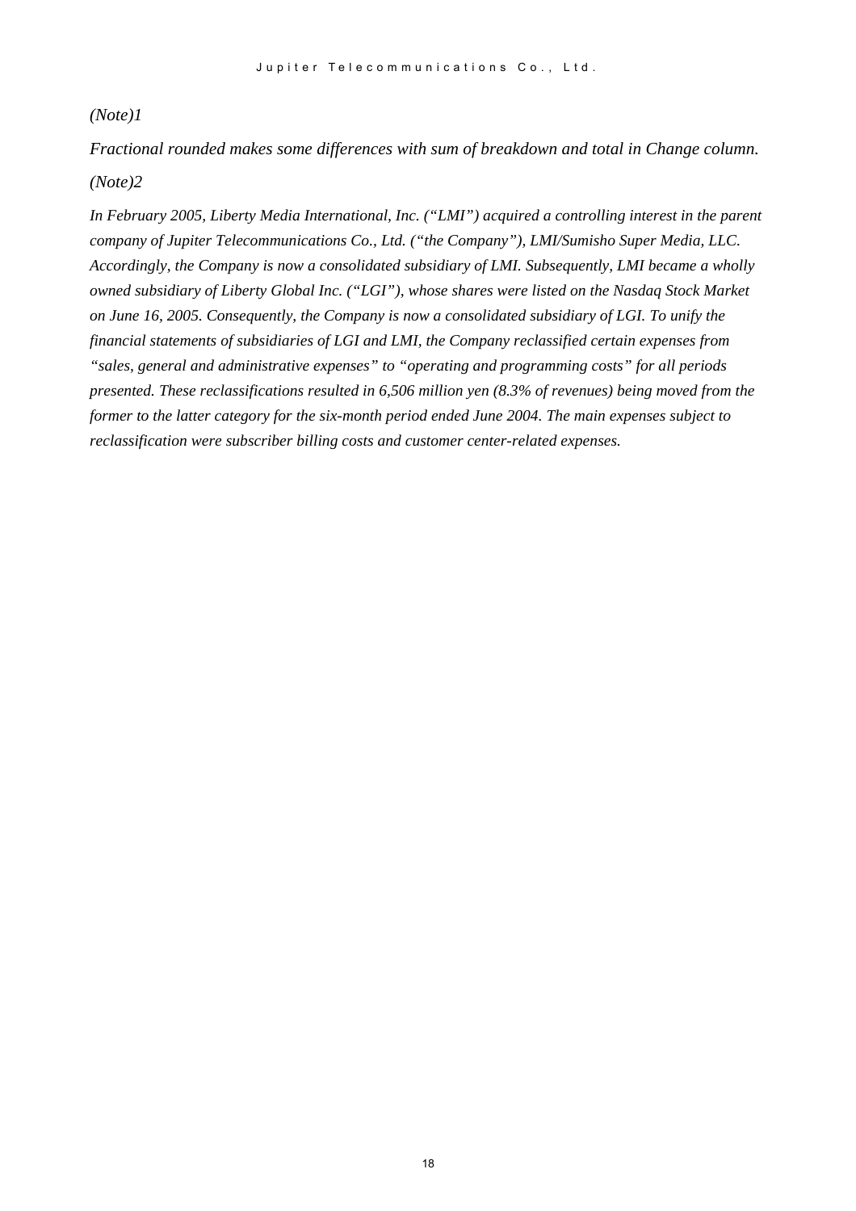*(Note)1*

*Fractional rounded makes some differences with sum of breakdown and total in Change column.*

*(Note)2*

*In February 2005, Liberty Media International, Inc. ("LMI") acquired a controlling interest in the parent company of Jupiter Telecommunications Co., Ltd. ("the Company"), LMI/Sumisho Super Media, LLC. Accordingly, the Company is now a consolidated subsidiary of LMI. Subsequently, LMI became a wholly owned subsidiary of Liberty Global Inc. ("LGI"), whose shares were listed on the Nasdaq Stock Market on June 16, 2005. Consequently, the Company is now a consolidated subsidiary of LGI. To unify the financial statements of subsidiaries of LGI and LMI, the Company reclassified certain expenses from "sales, general and administrative expenses" to "operating and programming costs" for all periods presented. These reclassifications resulted in 6,506 million yen (8.3% of revenues) being moved from the former to the latter category for the six-month period ended June 2004. The main expenses subject to reclassification were subscriber billing costs and customer center-related expenses.*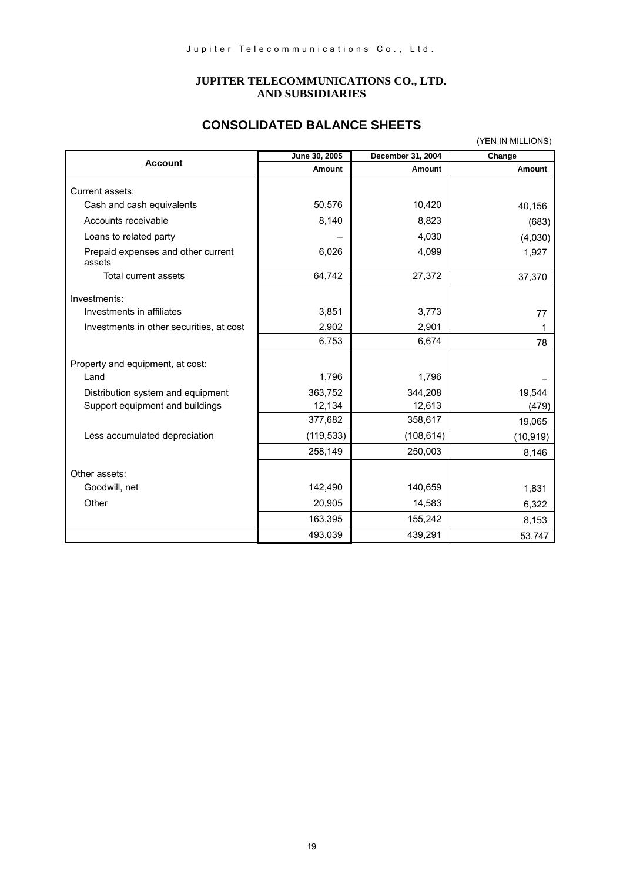**JUPITER TELECOMMUNICATIONS CO., LTD.
AND SUBSIDIARIES**

## CONSOLIDATED BALANCE SHEETS

(YEN IN MILLIONS)

| Account | June 30, 2005 | December 31, 2004 | Change |
|---|---|---|---|
| | Amount | Amount | Amount |
| Current assets: | | | |
| Cash and cash equivalents | 50,576 | 10,420 | 40,156 |
| Accounts receivable | 8,140 | 8,823 | (683) |
| Loans to related party | – | 4,030 | (4,030) |
| Prepaid expenses and other current assets | 6,026 | 4,099 | 1,927 |
| Total current assets | 64,742 | 27,372 | 37,370 |
| Investments: | | | |
| Investments in affiliates | 3,851 | 3,773 | 77 |
| Investments in other securities, at cost | 2,902 | 2,901 | 1 |
| | 6,753 | 6,674 | 78 |
| Property and equipment, at cost: | | | |
| Land | 1,796 | 1,796 | – |
| Distribution system and equipment | 363,752 | 344,208 | 19,544 |
| Support equipment and buildings | 12,134 | 12,613 | (479) |
| | 377,682 | 358,617 | 19,065 |
| Less accumulated depreciation | (119,533) | (108,614) | (10,919) |
| | 258,149 | 250,003 | 8,146 |
| Other assets: | | | |
| Goodwill, net | 142,490 | 140,659 | 1,831 |
| Other | 20,905 | 14,583 | 6,322 |
| | 163,395 | 155,242 | 8,153 |
| | 493,039 | 439,291 | 53,747 |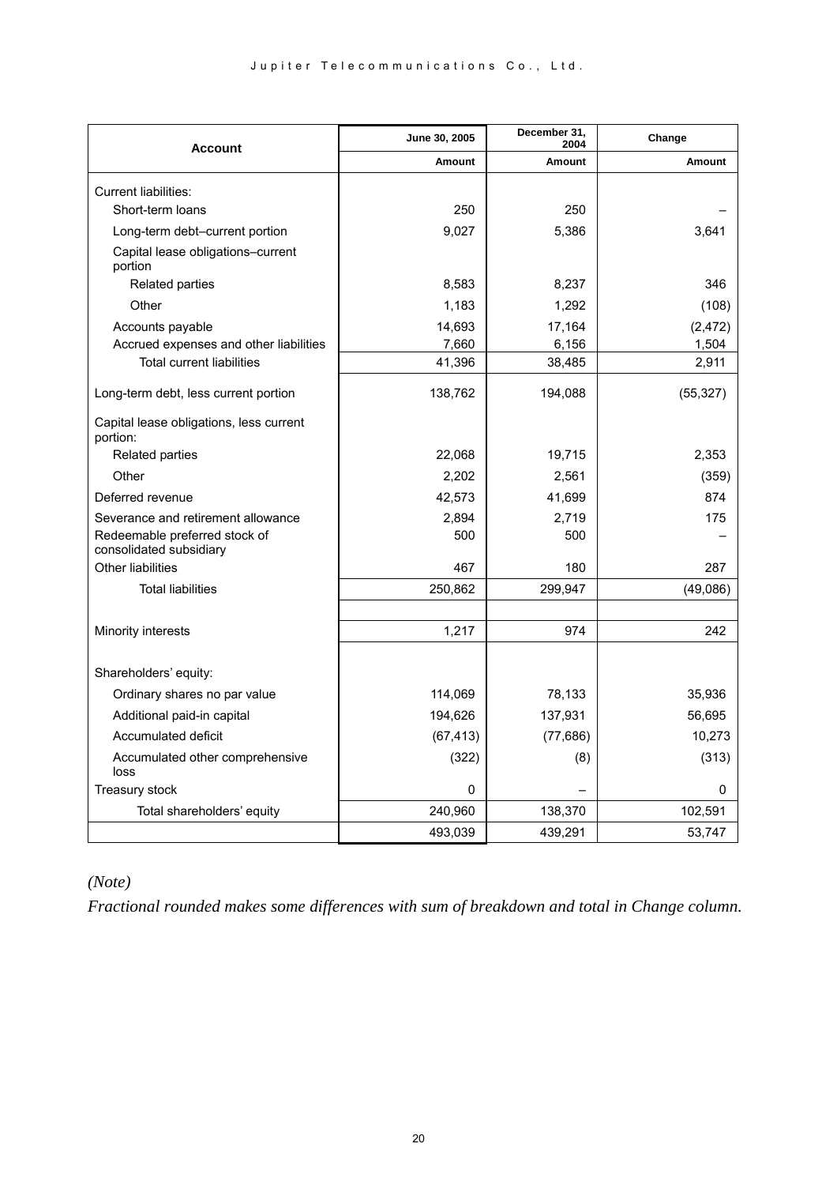| Account | June 30, 2005 | December 31, 2004 | Change |
|---|---|---|---|
| | Amount | Amount | Amount |
| Current liabilities: | | | |
| Short-term loans | 250 | 250 | – |
| Long-term debt–current portion | 9,027 | 5,386 | 3,641 |
| Capital lease obligations–current portion | | | |
| Related parties | 8,583 | 8,237 | 346 |
| Other | 1,183 | 1,292 | (108) |
| Accounts payable | 14,693 | 17,164 | (2,472) |
| Accrued expenses and other liabilities | 7,660 | 6,156 | 1,504 |
| Total current liabilities | 41,396 | 38,485 | 2,911 |
| Long-term debt, less current portion | 138,762 | 194,088 | (55,327) |
| Capital lease obligations, less current portion: | | | |
| Related parties | 22,068 | 19,715 | 2,353 |
| Other | 2,202 | 2,561 | (359) |
| Deferred revenue | 42,573 | 41,699 | 874 |
| Severance and retirement allowance | 2,894 | 2,719 | 175 |
| Redeemable preferred stock of consolidated subsidiary | 500 | 500 | – |
| Other liabilities | 467 | 180 | 287 |
| Total liabilities | 250,862 | 299,947 | (49,086) |
| Minority interests | 1,217 | 974 | 242 |
| Shareholders' equity: | | | |
| Ordinary shares no par value | 114,069 | 78,133 | 35,936 |
| Additional paid-in capital | 194,626 | 137,931 | 56,695 |
| Accumulated deficit | (67,413) | (77,686) | 10,273 |
| Accumulated other comprehensive loss | (322) | (8) | (313) |
| Treasury stock | 0 | – | 0 |
| Total shareholders' equity | 240,960 | 138,370 | 102,591 |
| | 493,039 | 439,291 | 53,747 |

*(Note)*

*Fractional rounded makes some differences with sum of breakdown and total in Change column.*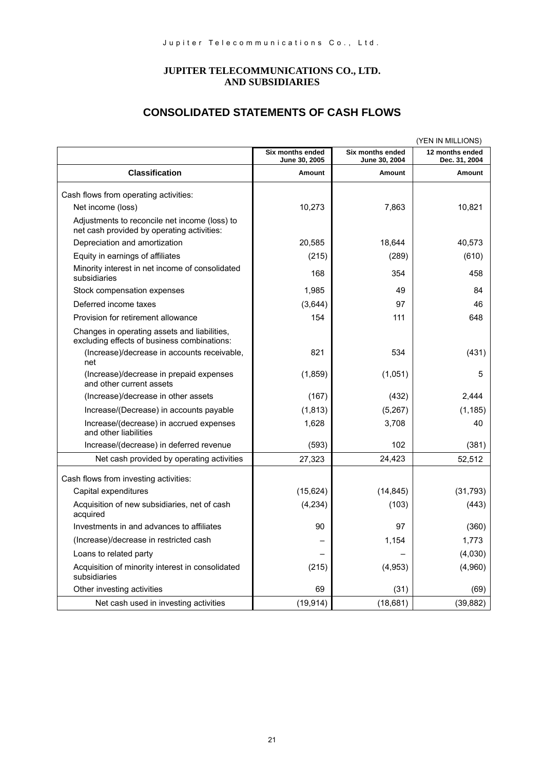**JUPITER TELECOMMUNICATIONS CO., LTD.**
**AND SUBSIDIARIES**

## CONSOLIDATED STATEMENTS OF CASH FLOWS

(YEN IN MILLIONS)

| | Six months ended June 30, 2005 | Six months ended June 30, 2004 | 12 months ended Dec. 31, 2004 |
|---|---|---|---|
| **Classification** | **Amount** | **Amount** | **Amount** |
| Cash flows from operating activities: | | | |
| Net income (loss) | 10,273 | 7,863 | 10,821 |
| Adjustments to reconcile net income (loss) to net cash provided by operating activities: | | | |
| Depreciation and amortization | 20,585 | 18,644 | 40,573 |
| Equity in earnings of affiliates | (215) | (289) | (610) |
| Minority interest in net income of consolidated subsidiaries | 168 | 354 | 458 |
| Stock compensation expenses | 1,985 | 49 | 84 |
| Deferred income taxes | (3,644) | 97 | 46 |
| Provision for retirement allowance | 154 | 111 | 648 |
| Changes in operating assets and liabilities, excluding effects of business combinations: | | | |
| (Increase)/decrease in accounts receivable, net | 821 | 534 | (431) |
| (Increase)/decrease in prepaid expenses and other current assets | (1,859) | (1,051) | 5 |
| (Increase)/decrease in other assets | (167) | (432) | 2,444 |
| Increase/(Decrease) in accounts payable | (1,813) | (5,267) | (1,185) |
| Increase/(decrease) in accrued expenses and other liabilities | 1,628 | 3,708 | 40 |
| Increase/(decrease) in deferred revenue | (593) | 102 | (381) |
| Net cash provided by operating activities | 27,323 | 24,423 | 52,512 |
| Cash flows from investing activities: | | | |
| Capital expenditures | (15,624) | (14,845) | (31,793) |
| Acquisition of new subsidiaries, net of cash acquired | (4,234) | (103) | (443) |
| Investments in and advances to affiliates | 90 | 97 | (360) |
| (Increase)/decrease in restricted cash | – | 1,154 | 1,773 |
| Loans to related party | – | – | (4,030) |
| Acquisition of minority interest in consolidated subsidiaries | (215) | (4,953) | (4,960) |
| Other investing activities | 69 | (31) | (69) |
| Net cash used in investing activities | (19,914) | (18,681) | (39,882) |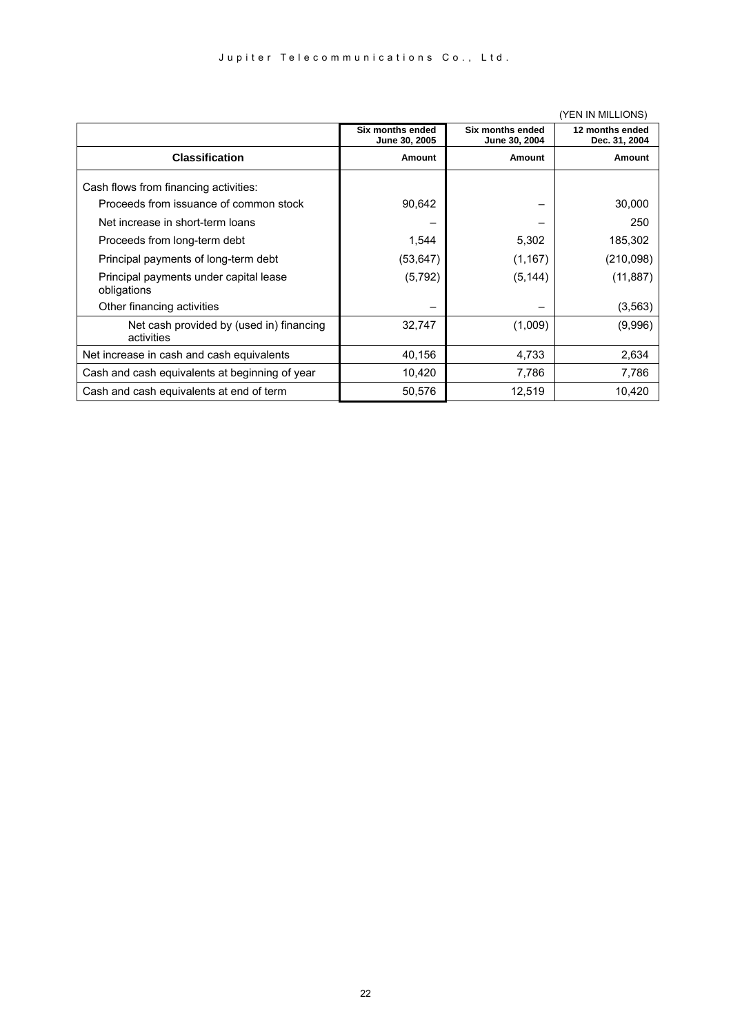(YEN IN MILLIONS)

| Classification | Six months ended June 30, 2005<br>Amount | Six months ended June 30, 2004<br>Amount | 12 months ended Dec. 31, 2004<br>Amount |
|---|---|---|---|
| Cash flows from financing activities: | | | |
| Proceeds from issuance of common stock | 90,642 | – | 30,000 |
| Net increase in short-term loans | – | – | 250 |
| Proceeds from long-term debt | 1,544 | 5,302 | 185,302 |
| Principal payments of long-term debt | (53,647) | (1,167) | (210,098) |
| Principal payments under capital lease obligations | (5,792) | (5,144) | (11,887) |
| Other financing activities | – | – | (3,563) |
| Net cash provided by (used in) financing activities | 32,747 | (1,009) | (9,996) |
| Net increase in cash and cash equivalents | 40,156 | 4,733 | 2,634 |
| Cash and cash equivalents at beginning of year | 10,420 | 7,786 | 7,786 |
| Cash and cash equivalents at end of term | 50,576 | 12,519 | 10,420 |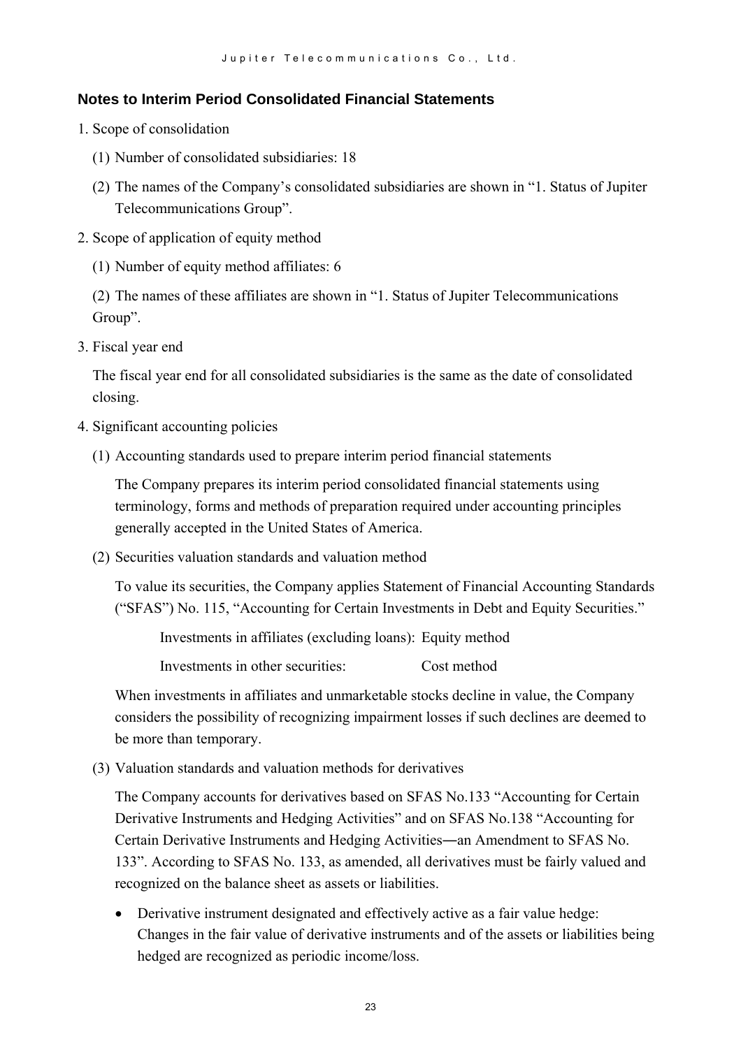## Notes to Interim Period Consolidated Financial Statements

1. Scope of consolidation

   (1) Number of consolidated subsidiaries: 18

   (2) The names of the Company's consolidated subsidiaries are shown in "1. Status of Jupiter Telecommunications Group".

2. Scope of application of equity method

   (1) Number of equity method affiliates: 6

   (2) The names of these affiliates are shown in "1. Status of Jupiter Telecommunications Group".

3. Fiscal year end

   The fiscal year end for all consolidated subsidiaries is the same as the date of consolidated closing.

4. Significant accounting policies

   (1) Accounting standards used to prepare interim period financial statements

   The Company prepares its interim period consolidated financial statements using terminology, forms and methods of preparation required under accounting principles generally accepted in the United States of America.

   (2) Securities valuation standards and valuation method

   To value its securities, the Company applies Statement of Financial Accounting Standards ("SFAS") No. 115, "Accounting for Certain Investments in Debt and Equity Securities."

   Investments in affiliates (excluding loans): Equity method

   Investments in other securities: Cost method

   When investments in affiliates and unmarketable stocks decline in value, the Company considers the possibility of recognizing impairment losses if such declines are deemed to be more than temporary.

   (3) Valuation standards and valuation methods for derivatives

   The Company accounts for derivatives based on SFAS No.133 "Accounting for Certain Derivative Instruments and Hedging Activities" and on SFAS No.138 "Accounting for Certain Derivative Instruments and Hedging Activities―an Amendment to SFAS No. 133". According to SFAS No. 133, as amended, all derivatives must be fairly valued and recognized on the balance sheet as assets or liabilities.

   - Derivative instrument designated and effectively active as a fair value hedge: Changes in the fair value of derivative instruments and of the assets or liabilities being hedged are recognized as periodic income/loss.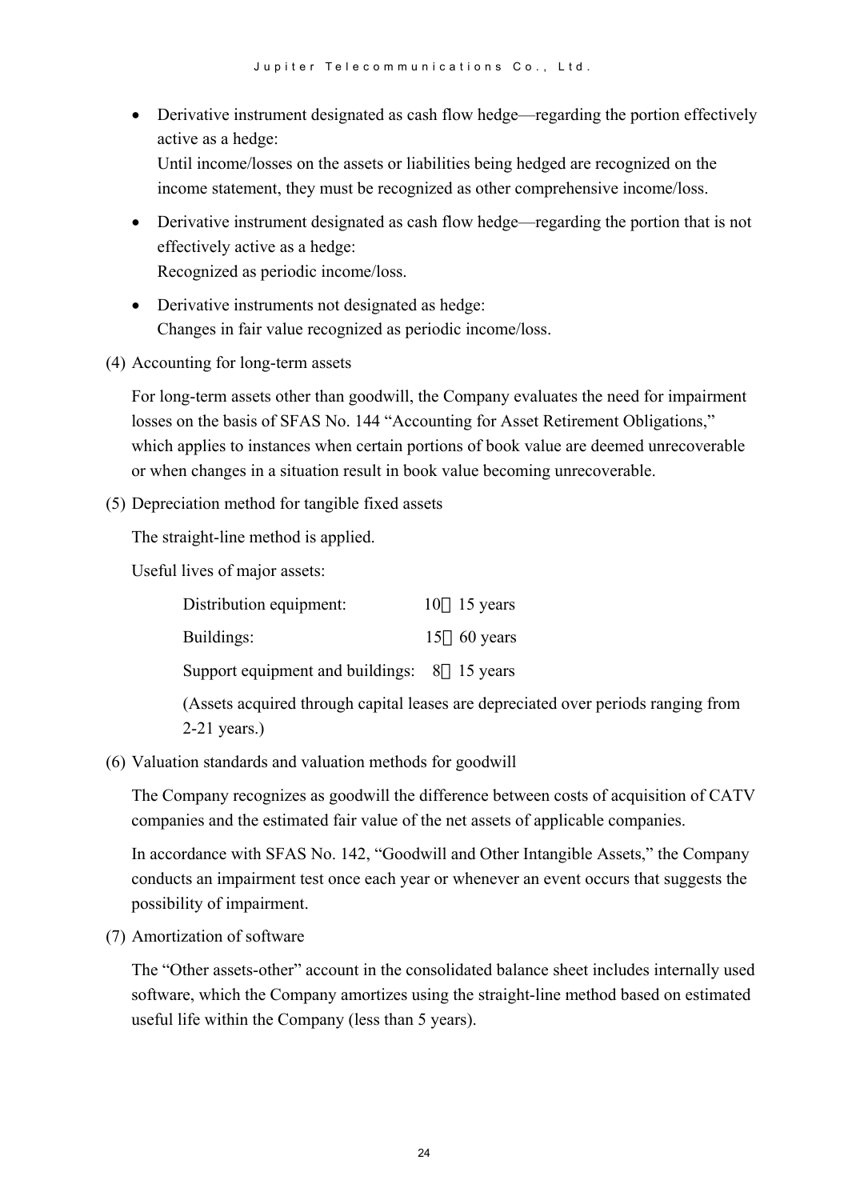- Derivative instrument designated as cash flow hedge—regarding the portion effectively active as a hedge:
  Until income/losses on the assets or liabilities being hedged are recognized on the income statement, they must be recognized as other comprehensive income/loss.
- Derivative instrument designated as cash flow hedge—regarding the portion that is not effectively active as a hedge:
  Recognized as periodic income/loss.
- Derivative instruments not designated as hedge:
  Changes in fair value recognized as periodic income/loss.

(4) Accounting for long-term assets

For long-term assets other than goodwill, the Company evaluates the need for impairment losses on the basis of SFAS No. 144 "Accounting for Asset Retirement Obligations," which applies to instances when certain portions of book value are deemed unrecoverable or when changes in a situation result in book value becoming unrecoverable.

(5) Depreciation method for tangible fixed assets

The straight-line method is applied.

Useful lives of major assets:

| | |
|---|---|
| Distribution equipment: | 10～15 years |
| Buildings: | 15～60 years |
| Support equipment and buildings: | 8～15 years |

(Assets acquired through capital leases are depreciated over periods ranging from 2-21 years.)

(6) Valuation standards and valuation methods for goodwill

The Company recognizes as goodwill the difference between costs of acquisition of CATV companies and the estimated fair value of the net assets of applicable companies.

In accordance with SFAS No. 142, "Goodwill and Other Intangible Assets," the Company conducts an impairment test once each year or whenever an event occurs that suggests the possibility of impairment.

(7) Amortization of software

The "Other assets-other" account in the consolidated balance sheet includes internally used software, which the Company amortizes using the straight-line method based on estimated useful life within the Company (less than 5 years).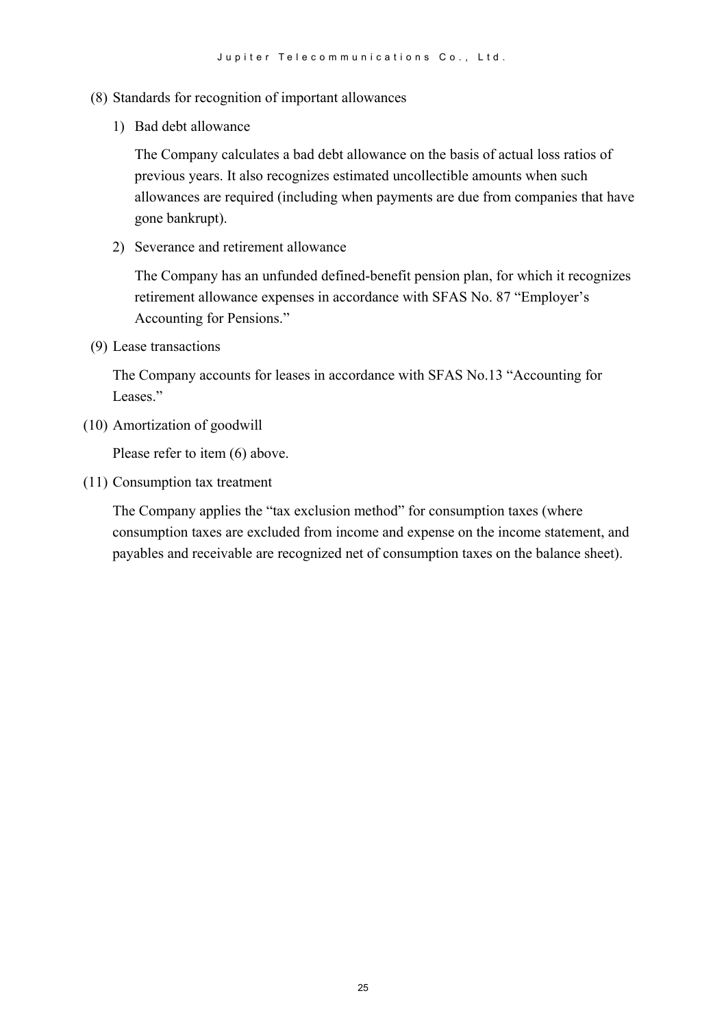(8) Standards for recognition of important allowances

1) Bad debt allowance

The Company calculates a bad debt allowance on the basis of actual loss ratios of previous years. It also recognizes estimated uncollectible amounts when such allowances are required (including when payments are due from companies that have gone bankrupt).

2) Severance and retirement allowance

The Company has an unfunded defined-benefit pension plan, for which it recognizes retirement allowance expenses in accordance with SFAS No. 87 "Employer's Accounting for Pensions."

(9) Lease transactions

The Company accounts for leases in accordance with SFAS No.13 "Accounting for Leases."

(10) Amortization of goodwill

Please refer to item (6) above.

(11) Consumption tax treatment

The Company applies the "tax exclusion method" for consumption taxes (where consumption taxes are excluded from income and expense on the income statement, and payables and receivable are recognized net of consumption taxes on the balance sheet).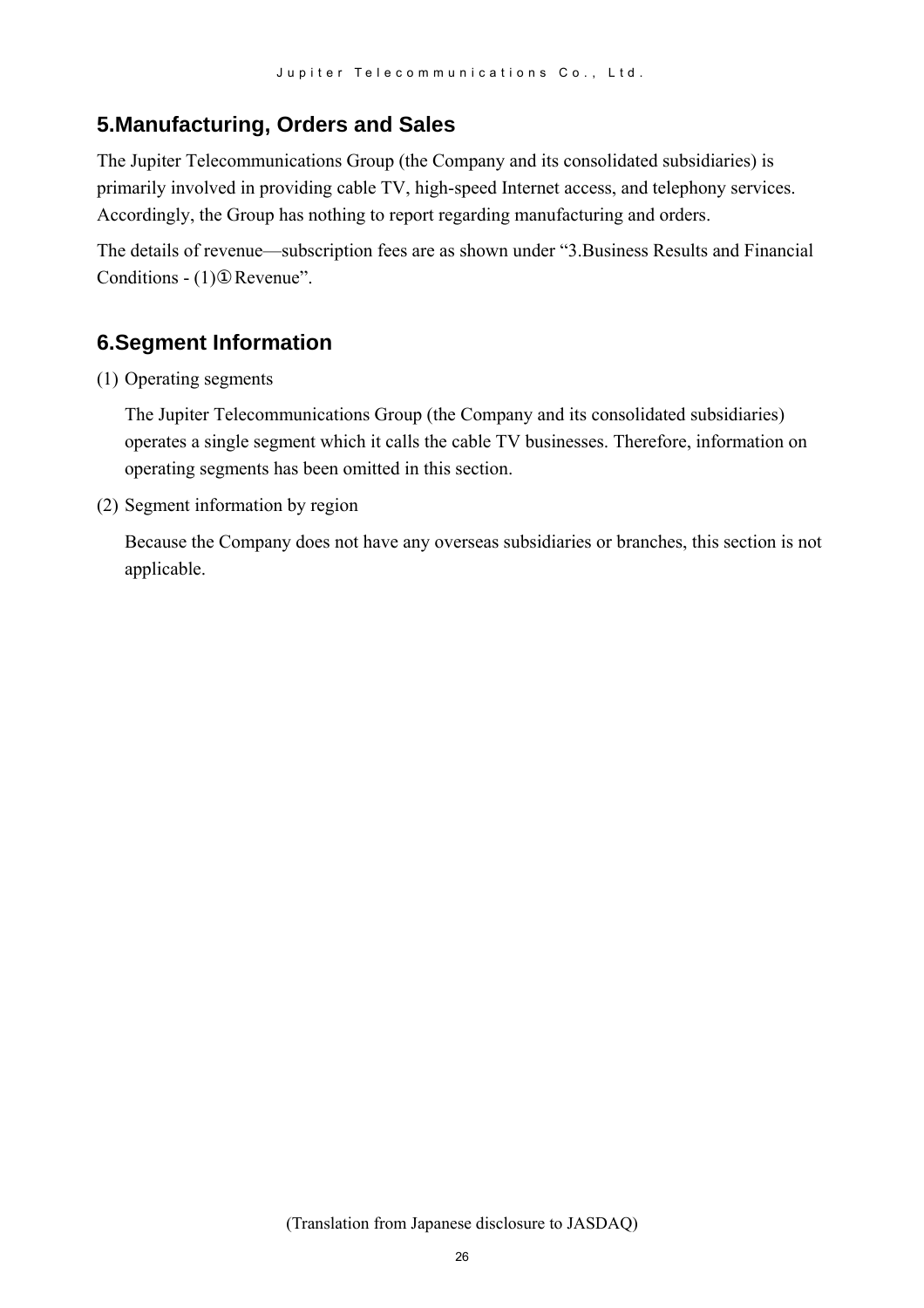## 5.Manufacturing, Orders and Sales

The Jupiter Telecommunications Group (the Company and its consolidated subsidiaries) is primarily involved in providing cable TV, high-speed Internet access, and telephony services. Accordingly, the Group has nothing to report regarding manufacturing and orders.

The details of revenue—subscription fees are as shown under “3.Business Results and Financial Conditions - (1)① Revenue”.

## 6.Segment Information

(1) Operating segments

The Jupiter Telecommunications Group (the Company and its consolidated subsidiaries) operates a single segment which it calls the cable TV businesses. Therefore, information on operating segments has been omitted in this section.

(2) Segment information by region

Because the Company does not have any overseas subsidiaries or branches, this section is not applicable.

(Translation from Japanese disclosure to JASDAQ)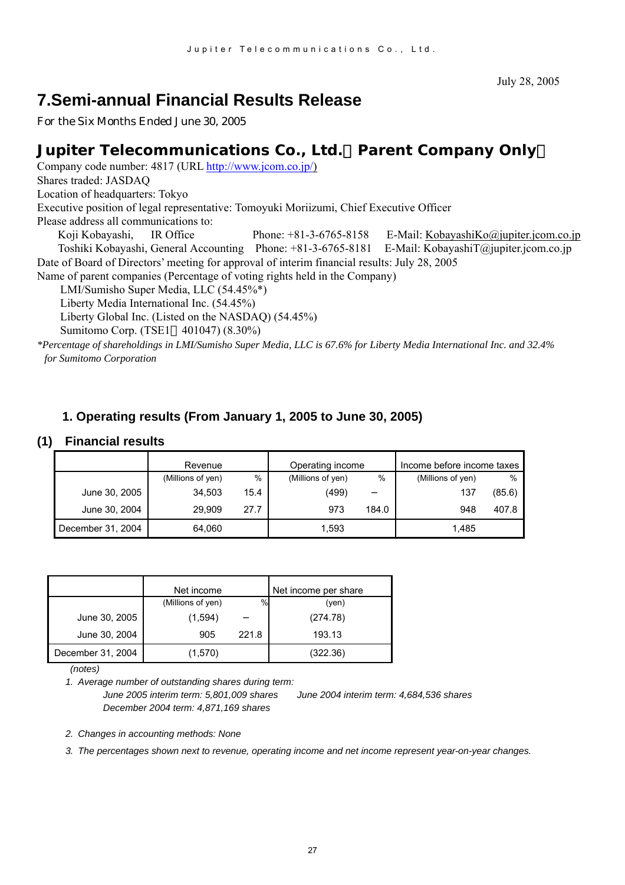July 28, 2005

# 7.Semi-annual Financial Results Release

For the Six Months Ended June 30, 2005

## Jupiter Telecommunications Co., Ltd.（Parent Company Only）

Company code number: 4817 (URL http://www.jcom.co.jp/)
Shares traded: JASDAQ
Location of headquarters: Tokyo
Executive position of legal representative: Tomoyuki Moriizumi, Chief Executive Officer
Please address all communications to:
Koji Kobayashi, IR Office Phone: +81-3-6765-8158 E-Mail: KobayashiKo@jupiter.jcom.co.jp
Toshiki Kobayashi, General Accounting Phone: +81-3-6765-8181 E-Mail: KobayashiT@jupiter.jcom.co.jp
Date of Board of Directors' meeting for approval of interim financial results: July 28, 2005
Name of parent companies (Percentage of voting rights held in the Company)
LMI/Sumisho Super Media, LLC (54.45%*)
Liberty Media International Inc. (54.45%)
Liberty Global Inc. (Listed on the NASDAQ) (54.45%)
Sumitomo Corp. (TSE1：401047) (8.30%)

*\*Percentage of shareholdings in LMI/Sumisho Super Media, LLC is 67.6% for Liberty Media International Inc. and 32.4% for Sumitomo Corporation*

### 1. Operating results (From January 1, 2005 to June 30, 2005)

### (1) Financial results

| | Revenue | | Operating income | | Income before income taxes | |
|---|---|---|---|---|---|---|
| | (Millions of yen) | % | (Millions of yen) | % | (Millions of yen) | % |
| June 30, 2005 | 34,503 | 15.4 | (499) | – | 137 | (85.6) |
| June 30, 2004 | 29,909 | 27.7 | 973 | 184.0 | 948 | 407.8 |
| December 31, 2004 | 64,060 | | 1,593 | | 1,485 | |

| | Net income | | Net income per share |
|---|---|---|---|
| | (Millions of yen) | % | (yen) |
| June 30, 2005 | (1,594) | – | (274.78) |
| June 30, 2004 | 905 | 221.8 | 193.13 |
| December 31, 2004 | (1,570) | | (322.36) |

*(notes)*

1. *Average number of outstanding shares during term:*
   *June 2005 interim term: 5,801,009 shares June 2004 interim term: 4,684,536 shares*
   *December 2004 term: 4,871,169 shares*
2. *Changes in accounting methods: None*
3. *The percentages shown next to revenue, operating income and net income represent year-on-year changes.*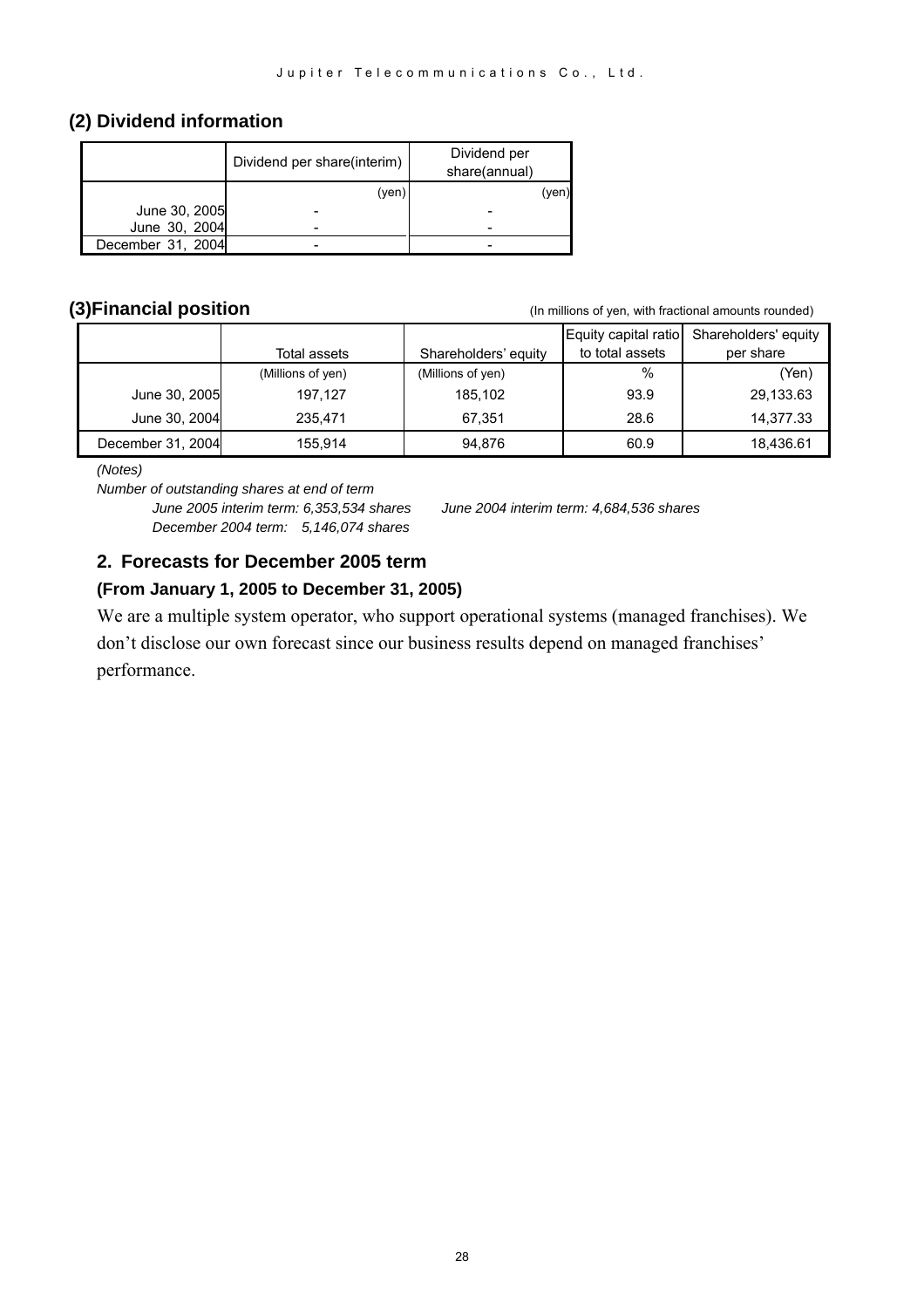### (2) Dividend information

| | Dividend per share(interim) | Dividend per share(annual) |
|---|---|---|
| | (yen) | (yen) |
| June 30, 2005 | - | - |
| June 30, 2004 | - | - |
| December 31, 2004 | - | - |

### (3)Financial position

(In millions of yen, with fractional amounts rounded)

| | Total assets | Shareholders' equity | Equity capital ratio to total assets | Shareholders' equity per share |
|---|---|---|---|---|
| | (Millions of yen) | (Millions of yen) | % | (Yen) |
| June 30, 2005 | 197,127 | 185,102 | 93.9 | 29,133.63 |
| June 30, 2004 | 235,471 | 67,351 | 28.6 | 14,377.33 |
| December 31, 2004 | 155,914 | 94,876 | 60.9 | 18,436.61 |

*(Notes)*

*Number of outstanding shares at end of term*

*June 2005 interim term: 6,353,534 shares June 2004 interim term: 4,684,536 shares*

*December 2004 term: 5,146,074 shares*

## 2. Forecasts for December 2005 term

### (From January 1, 2005 to December 31, 2005)

We are a multiple system operator, who support operational systems (managed franchises). We don't disclose our own forecast since our business results depend on managed franchises' performance.